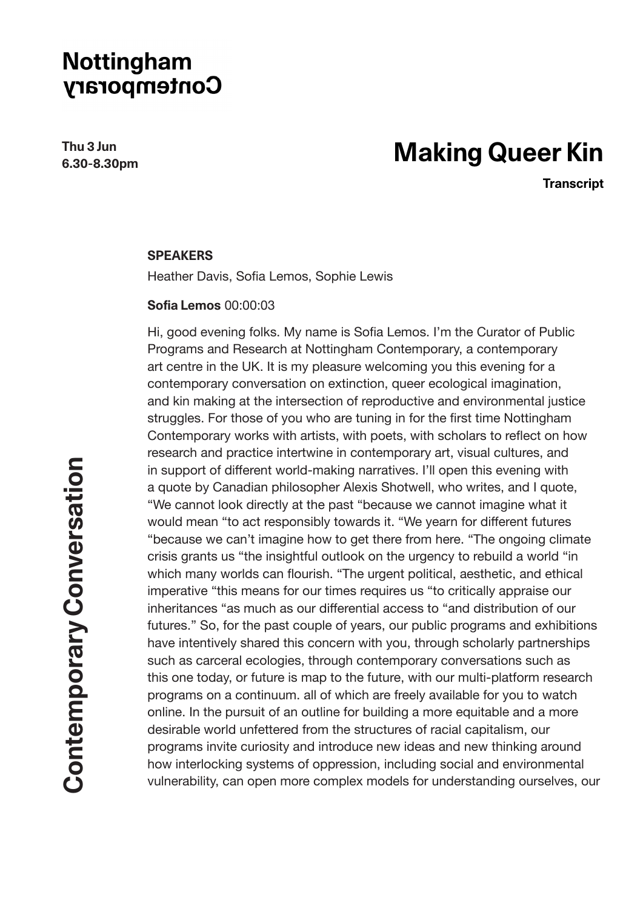Nottingham Contemporary

**Thu 3 Jun**
**6.30-8.30pm**

# Making Queer Kin

**Transcript**

**Contemporary Conversation**

**SPEAKERS**

Heather Davis, Sofia Lemos, Sophie Lewis

**Sofia Lemos** 00:00:03

Hi, good evening folks. My name is Sofia Lemos. I'm the Curator of Public Programs and Research at Nottingham Contemporary, a contemporary art centre in the UK. It is my pleasure welcoming you this evening for a contemporary conversation on extinction, queer ecological imagination, and kin making at the intersection of reproductive and environmental justice struggles. For those of you who are tuning in for the first time Nottingham Contemporary works with artists, with poets, with scholars to reflect on how research and practice intertwine in contemporary art, visual cultures, and in support of different world-making narratives. I'll open this evening with a quote by Canadian philosopher Alexis Shotwell, who writes, and I quote, "We cannot look directly at the past "because we cannot imagine what it would mean "to act responsibly towards it. "We yearn for different futures "because we can't imagine how to get there from here. "The ongoing climate crisis grants us "the insightful outlook on the urgency to rebuild a world "in which many worlds can flourish. "The urgent political, aesthetic, and ethical imperative "this means for our times requires us "to critically appraise our inheritances "as much as our differential access to "and distribution of our futures." So, for the past couple of years, our public programs and exhibitions have intentively shared this concern with you, through scholarly partnerships such as carceral ecologies, through contemporary conversations such as this one today, or future is map to the future, with our multi-platform research programs on a continuum. all of which are freely available for you to watch online. In the pursuit of an outline for building a more equitable and a more desirable world unfettered from the structures of racial capitalism, our programs invite curiosity and introduce new ideas and new thinking around how interlocking systems of oppression, including social and environmental vulnerability, can open more complex models for understanding ourselves, our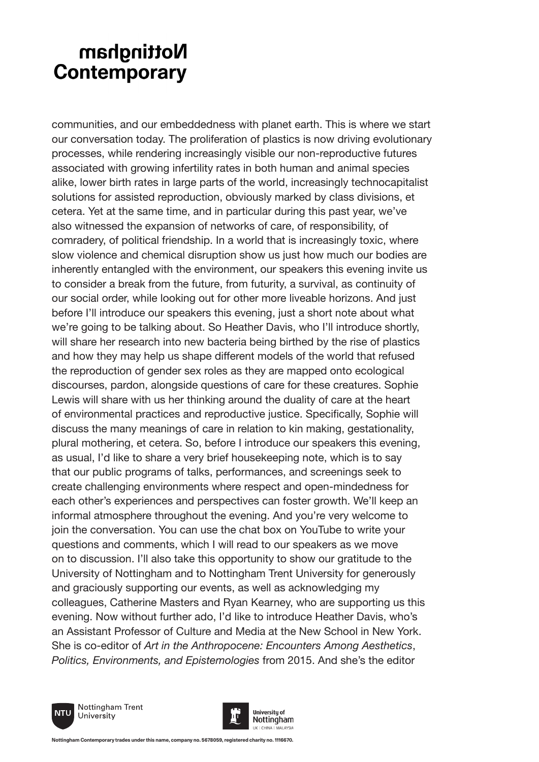communities, and our embeddedness with planet earth. This is where we start our conversation today. The proliferation of plastics is now driving evolutionary processes, while rendering increasingly visible our non-reproductive futures associated with growing infertility rates in both human and animal species alike, lower birth rates in large parts of the world, increasingly technocapitalist solutions for assisted reproduction, obviously marked by class divisions, et cetera. Yet at the same time, and in particular during this past year, we've also witnessed the expansion of networks of care, of responsibility, of comradery, of political friendship. In a world that is increasingly toxic, where slow violence and chemical disruption show us just how much our bodies are inherently entangled with the environment, our speakers this evening invite us to consider a break from the future, from futurity, a survival, as continuity of our social order, while looking out for other more liveable horizons. And just before I'll introduce our speakers this evening, just a short note about what we're going to be talking about. So Heather Davis, who I'll introduce shortly, will share her research into new bacteria being birthed by the rise of plastics and how they may help us shape different models of the world that refused the reproduction of gender sex roles as they are mapped onto ecological discourses, pardon, alongside questions of care for these creatures. Sophie Lewis will share with us her thinking around the duality of care at the heart of environmental practices and reproductive justice. Specifically, Sophie will discuss the many meanings of care in relation to kin making, gestationality, plural mothering, et cetera. So, before I introduce our speakers this evening, as usual, I'd like to share a very brief housekeeping note, which is to say that our public programs of talks, performances, and screenings seek to create challenging environments where respect and open-mindedness for each other's experiences and perspectives can foster growth. We'll keep an informal atmosphere throughout the evening. And you're very welcome to join the conversation. You can use the chat box on YouTube to write your questions and comments, which I will read to our speakers as we move on to discussion. I'll also take this opportunity to show our gratitude to the University of Nottingham and to Nottingham Trent University for generously and graciously supporting our events, as well as acknowledging my colleagues, Catherine Masters and Ryan Kearney, who are supporting us this evening. Now without further ado, I'd like to introduce Heather Davis, who's an Assistant Professor of Culture and Media at the New School in New York. She is co-editor of *Art in the Anthropocene: Encounters Among Aesthetics*, *Politics, Environments, and Epistemologies* from 2015. And she's the editor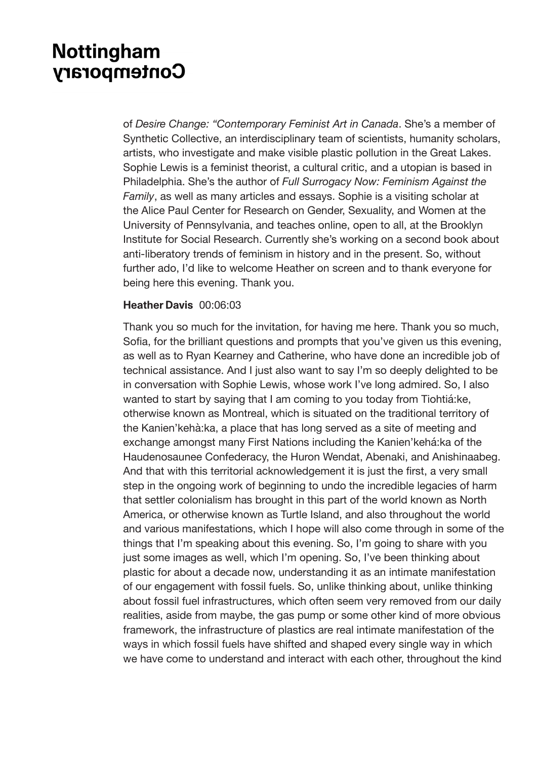of *Desire Change: "Contemporary Feminist Art in Canada*. She's a member of Synthetic Collective, an interdisciplinary team of scientists, humanity scholars, artists, who investigate and make visible plastic pollution in the Great Lakes. Sophie Lewis is a feminist theorist, a cultural critic, and a utopian is based in Philadelphia. She's the author of *Full Surrogacy Now: Feminism Against the Family*, as well as many articles and essays. Sophie is a visiting scholar at the Alice Paul Center for Research on Gender, Sexuality, and Women at the University of Pennsylvania, and teaches online, open to all, at the Brooklyn Institute for Social Research. Currently she's working on a second book about anti-liberatory trends of feminism in history and in the present. So, without further ado, I'd like to welcome Heather on screen and to thank everyone for being here this evening. Thank you.

**Heather Davis** 00:06:03

Thank you so much for the invitation, for having me here. Thank you so much, Sofia, for the brilliant questions and prompts that you've given us this evening, as well as to Ryan Kearney and Catherine, who have done an incredible job of technical assistance. And I just also want to say I'm so deeply delighted to be in conversation with Sophie Lewis, whose work I've long admired. So, I also wanted to start by saying that I am coming to you today from Tiohtiá:ke, otherwise known as Montreal, which is situated on the traditional territory of the Kanien'kehà:ka, a place that has long served as a site of meeting and exchange amongst many First Nations including the Kanien'kehá:ka of the Haudenosaunee Confederacy, the Huron Wendat, Abenaki, and Anishinaabeg. And that with this territorial acknowledgement it is just the first, a very small step in the ongoing work of beginning to undo the incredible legacies of harm that settler colonialism has brought in this part of the world known as North America, or otherwise known as Turtle Island, and also throughout the world and various manifestations, which I hope will also come through in some of the things that I'm speaking about this evening. So, I'm going to share with you just some images as well, which I'm opening. So, I've been thinking about plastic for about a decade now, understanding it as an intimate manifestation of our engagement with fossil fuels. So, unlike thinking about, unlike thinking about fossil fuel infrastructures, which often seem very removed from our daily realities, aside from maybe, the gas pump or some other kind of more obvious framework, the infrastructure of plastics are real intimate manifestation of the ways in which fossil fuels have shifted and shaped every single way in which we have come to understand and interact with each other, throughout the kind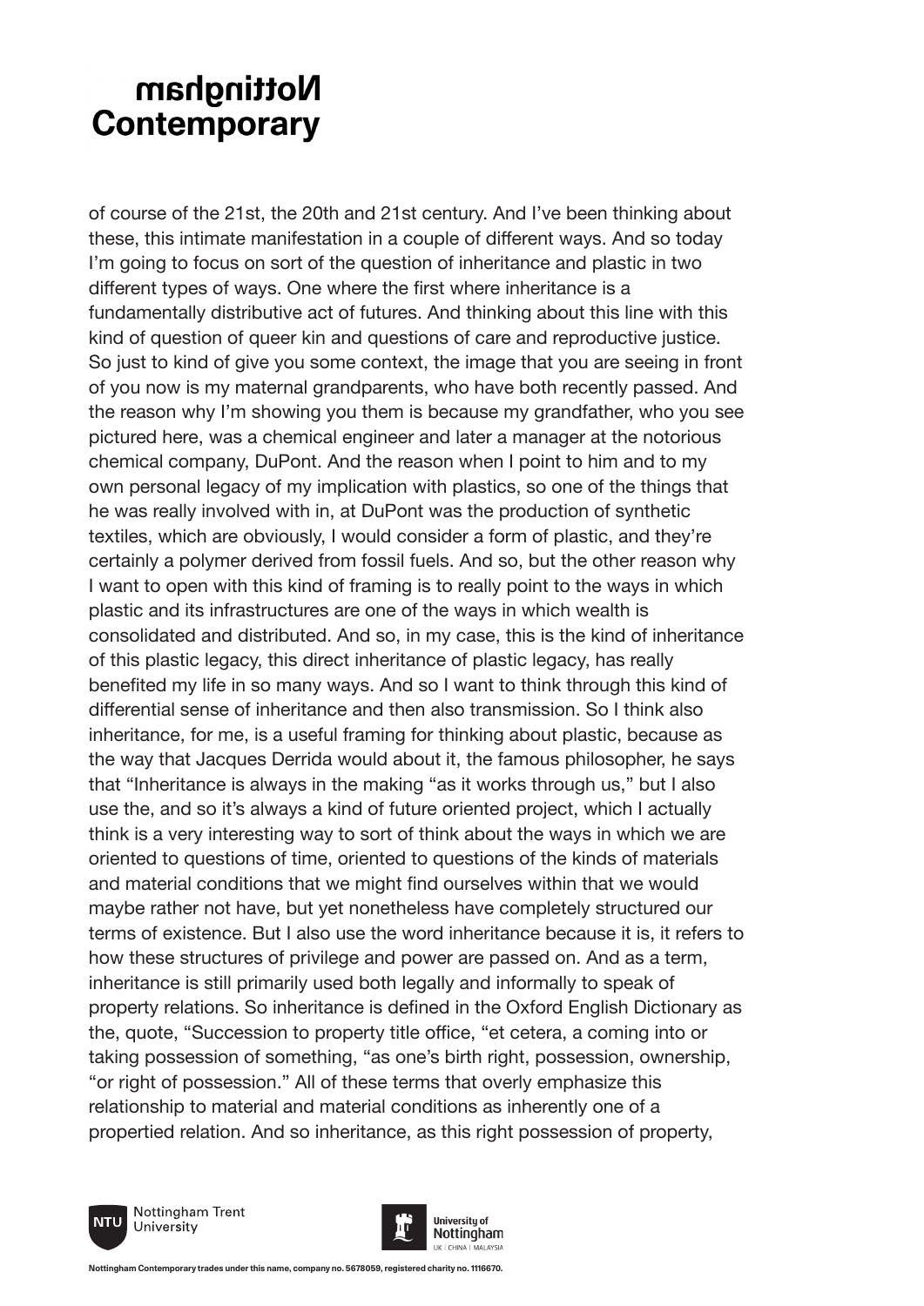of course of the 21st, the 20th and 21st century. And I've been thinking about these, this intimate manifestation in a couple of different ways. And so today I'm going to focus on sort of the question of inheritance and plastic in two different types of ways. One where the first where inheritance is a fundamentally distributive act of futures. And thinking about this line with this kind of question of queer kin and questions of care and reproductive justice. So just to kind of give you some context, the image that you are seeing in front of you now is my maternal grandparents, who have both recently passed. And the reason why I'm showing you them is because my grandfather, who you see pictured here, was a chemical engineer and later a manager at the notorious chemical company, DuPont. And the reason when I point to him and to my own personal legacy of my implication with plastics, so one of the things that he was really involved with in, at DuPont was the production of synthetic textiles, which are obviously, I would consider a form of plastic, and they're certainly a polymer derived from fossil fuels. And so, but the other reason why I want to open with this kind of framing is to really point to the ways in which plastic and its infrastructures are one of the ways in which wealth is consolidated and distributed. And so, in my case, this is the kind of inheritance of this plastic legacy, this direct inheritance of plastic legacy, has really benefited my life in so many ways. And so I want to think through this kind of differential sense of inheritance and then also transmission. So I think also inheritance, for me, is a useful framing for thinking about plastic, because as the way that Jacques Derrida would about it, the famous philosopher, he says that "Inheritance is always in the making "as it works through us," but I also use the, and so it's always a kind of future oriented project, which I actually think is a very interesting way to sort of think about the ways in which we are oriented to questions of time, oriented to questions of the kinds of materials and material conditions that we might find ourselves within that we would maybe rather not have, but yet nonetheless have completely structured our terms of existence. But I also use the word inheritance because it is, it refers to how these structures of privilege and power are passed on. And as a term, inheritance is still primarily used both legally and informally to speak of property relations. So inheritance is defined in the Oxford English Dictionary as the, quote, "Succession to property title office, "et cetera, a coming into or taking possession of something, "as one's birth right, possession, ownership, "or right of possession." All of these terms that overly emphasize this relationship to material and material conditions as inherently one of a propertied relation. And so inheritance, as this right possession of property,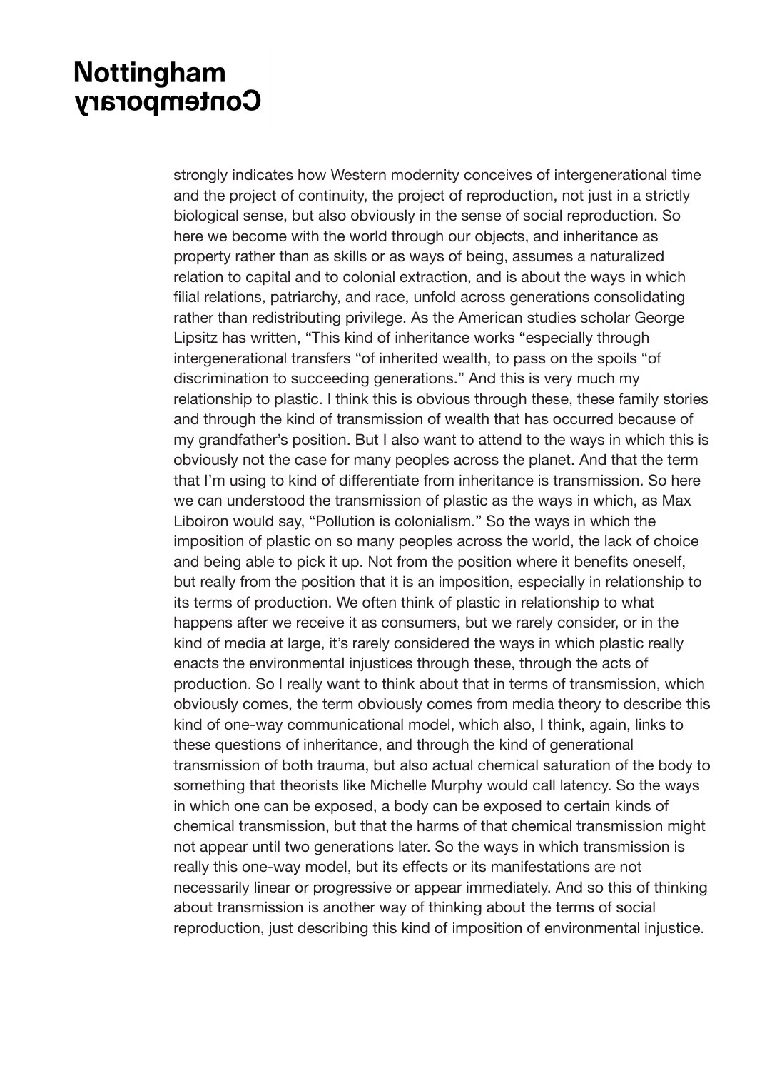strongly indicates how Western modernity conceives of intergenerational time and the project of continuity, the project of reproduction, not just in a strictly biological sense, but also obviously in the sense of social reproduction. So here we become with the world through our objects, and inheritance as property rather than as skills or as ways of being, assumes a naturalized relation to capital and to colonial extraction, and is about the ways in which filial relations, patriarchy, and race, unfold across generations consolidating rather than redistributing privilege. As the American studies scholar George Lipsitz has written, "This kind of inheritance works "especially through intergenerational transfers "of inherited wealth, to pass on the spoils "of discrimination to succeeding generations." And this is very much my relationship to plastic. I think this is obvious through these, these family stories and through the kind of transmission of wealth that has occurred because of my grandfather's position. But I also want to attend to the ways in which this is obviously not the case for many peoples across the planet. And that the term that I'm using to kind of differentiate from inheritance is transmission. So here we can understood the transmission of plastic as the ways in which, as Max Liboiron would say, "Pollution is colonialism." So the ways in which the imposition of plastic on so many peoples across the world, the lack of choice and being able to pick it up. Not from the position where it benefits oneself, but really from the position that it is an imposition, especially in relationship to its terms of production. We often think of plastic in relationship to what happens after we receive it as consumers, but we rarely consider, or in the kind of media at large, it's rarely considered the ways in which plastic really enacts the environmental injustices through these, through the acts of production. So I really want to think about that in terms of transmission, which obviously comes, the term obviously comes from media theory to describe this kind of one-way communicational model, which also, I think, again, links to these questions of inheritance, and through the kind of generational transmission of both trauma, but also actual chemical saturation of the body to something that theorists like Michelle Murphy would call latency. So the ways in which one can be exposed, a body can be exposed to certain kinds of chemical transmission, but that the harms of that chemical transmission might not appear until two generations later. So the ways in which transmission is really this one-way model, but its effects or its manifestations are not necessarily linear or progressive or appear immediately. And so this of thinking about transmission is another way of thinking about the terms of social reproduction, just describing this kind of imposition of environmental injustice.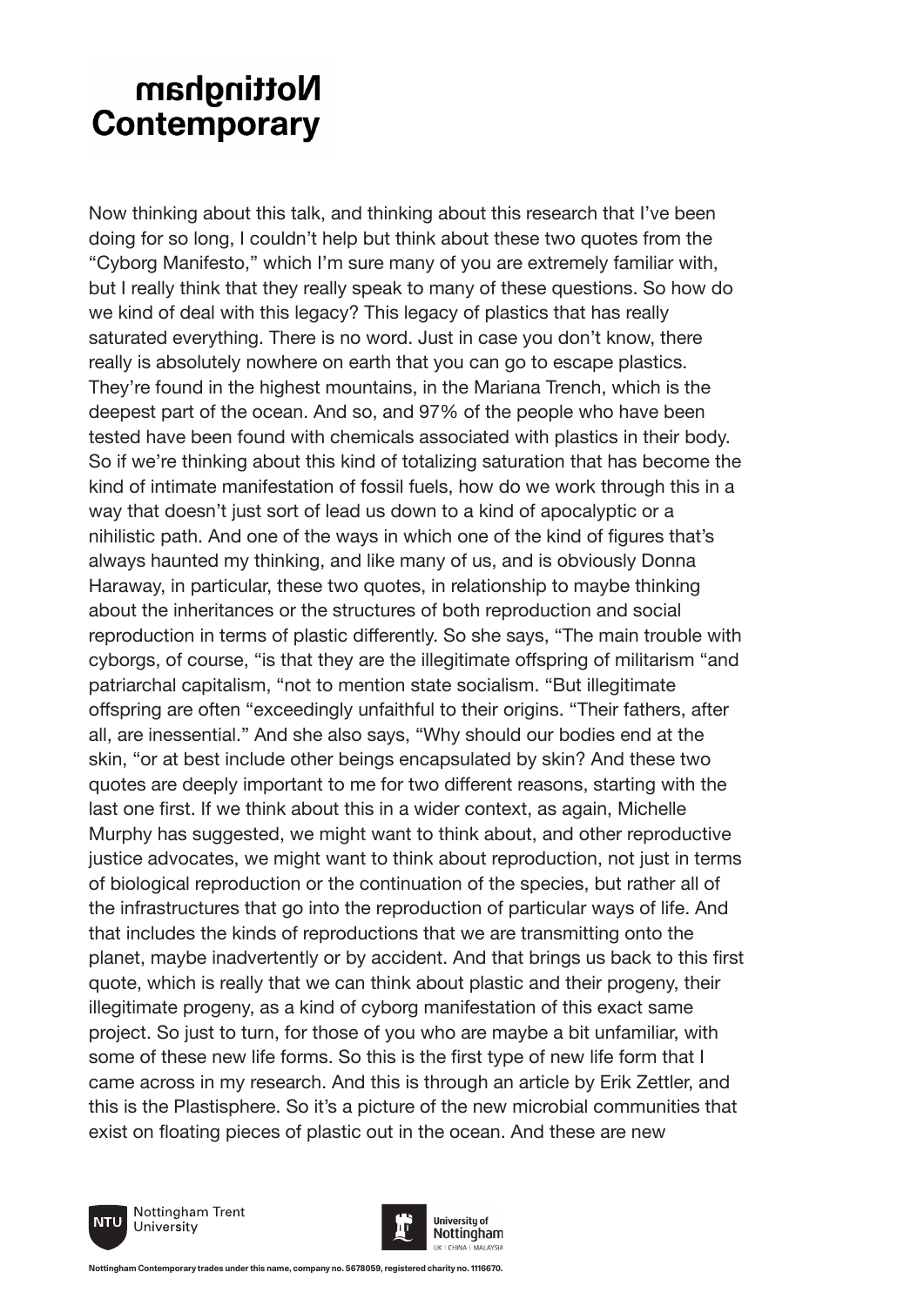Now thinking about this talk, and thinking about this research that I've been doing for so long, I couldn't help but think about these two quotes from the "Cyborg Manifesto," which I'm sure many of you are extremely familiar with, but I really think that they really speak to many of these questions. So how do we kind of deal with this legacy? This legacy of plastics that has really saturated everything. There is no word. Just in case you don't know, there really is absolutely nowhere on earth that you can go to escape plastics. They're found in the highest mountains, in the Mariana Trench, which is the deepest part of the ocean. And so, and 97% of the people who have been tested have been found with chemicals associated with plastics in their body. So if we're thinking about this kind of totalizing saturation that has become the kind of intimate manifestation of fossil fuels, how do we work through this in a way that doesn't just sort of lead us down to a kind of apocalyptic or a nihilistic path. And one of the ways in which one of the kind of figures that's always haunted my thinking, and like many of us, and is obviously Donna Haraway, in particular, these two quotes, in relationship to maybe thinking about the inheritances or the structures of both reproduction and social reproduction in terms of plastic differently. So she says, "The main trouble with cyborgs, of course, "is that they are the illegitimate offspring of militarism "and patriarchal capitalism, "not to mention state socialism. "But illegitimate offspring are often "exceedingly unfaithful to their origins. "Their fathers, after all, are inessential." And she also says, "Why should our bodies end at the skin, "or at best include other beings encapsulated by skin? And these two quotes are deeply important to me for two different reasons, starting with the last one first. If we think about this in a wider context, as again, Michelle Murphy has suggested, we might want to think about, and other reproductive justice advocates, we might want to think about reproduction, not just in terms of biological reproduction or the continuation of the species, but rather all of the infrastructures that go into the reproduction of particular ways of life. And that includes the kinds of reproductions that we are transmitting onto the planet, maybe inadvertently or by accident. And that brings us back to this first quote, which is really that we can think about plastic and their progeny, their illegitimate progeny, as a kind of cyborg manifestation of this exact same project. So just to turn, for those of you who are maybe a bit unfamiliar, with some of these new life forms. So this is the first type of new life form that I came across in my research. And this is through an article by Erik Zettler, and this is the Plastisphere. So it's a picture of the new microbial communities that exist on floating pieces of plastic out in the ocean. And these are new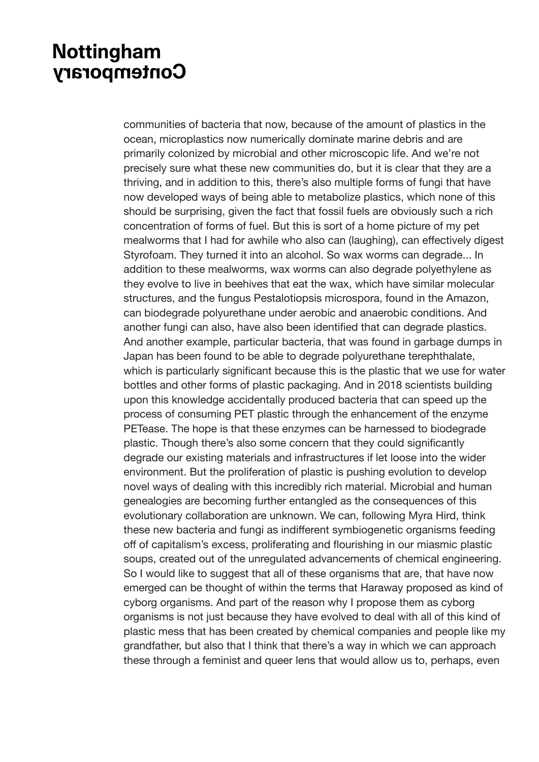communities of bacteria that now, because of the amount of plastics in the ocean, microplastics now numerically dominate marine debris and are primarily colonized by microbial and other microscopic life. And we're not precisely sure what these new communities do, but it is clear that they are a thriving, and in addition to this, there's also multiple forms of fungi that have now developed ways of being able to metabolize plastics, which none of this should be surprising, given the fact that fossil fuels are obviously such a rich concentration of forms of fuel. But this is sort of a home picture of my pet mealworms that I had for awhile who also can (laughing), can effectively digest Styrofoam. They turned it into an alcohol. So wax worms can degrade... In addition to these mealworms, wax worms can also degrade polyethylene as they evolve to live in beehives that eat the wax, which have similar molecular structures, and the fungus Pestalotiopsis microspora, found in the Amazon, can biodegrade polyurethane under aerobic and anaerobic conditions. And another fungi can also, have also been identified that can degrade plastics. And another example, particular bacteria, that was found in garbage dumps in Japan has been found to be able to degrade polyurethane terephthalate, which is particularly significant because this is the plastic that we use for water bottles and other forms of plastic packaging. And in 2018 scientists building upon this knowledge accidentally produced bacteria that can speed up the process of consuming PET plastic through the enhancement of the enzyme PETease. The hope is that these enzymes can be harnessed to biodegrade plastic. Though there's also some concern that they could significantly degrade our existing materials and infrastructures if let loose into the wider environment. But the proliferation of plastic is pushing evolution to develop novel ways of dealing with this incredibly rich material. Microbial and human genealogies are becoming further entangled as the consequences of this evolutionary collaboration are unknown. We can, following Myra Hird, think these new bacteria and fungi as indifferent symbiogenetic organisms feeding off of capitalism's excess, proliferating and flourishing in our miasmic plastic soups, created out of the unregulated advancements of chemical engineering. So I would like to suggest that all of these organisms that are, that have now emerged can be thought of within the terms that Haraway proposed as kind of cyborg organisms. And part of the reason why I propose them as cyborg organisms is not just because they have evolved to deal with all of this kind of plastic mess that has been created by chemical companies and people like my grandfather, but also that I think that there's a way in which we can approach these through a feminist and queer lens that would allow us to, perhaps, even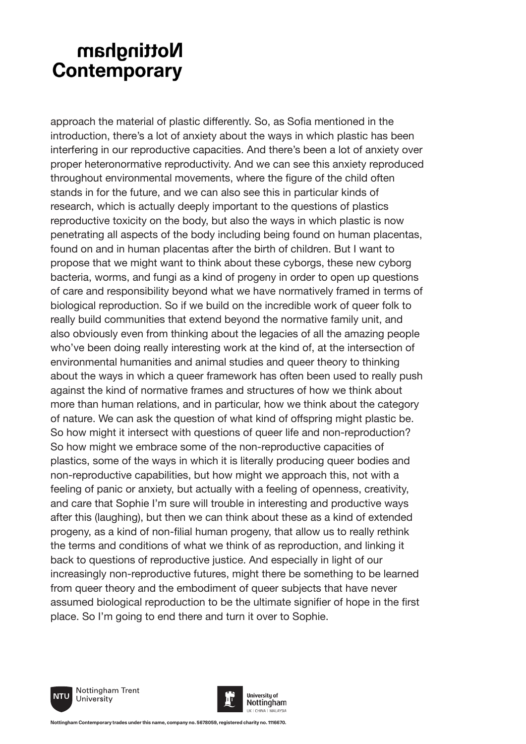approach the material of plastic differently. So, as Sofia mentioned in the introduction, there's a lot of anxiety about the ways in which plastic has been interfering in our reproductive capacities. And there's been a lot of anxiety over proper heteronormative reproductivity. And we can see this anxiety reproduced throughout environmental movements, where the figure of the child often stands in for the future, and we can also see this in particular kinds of research, which is actually deeply important to the questions of plastics reproductive toxicity on the body, but also the ways in which plastic is now penetrating all aspects of the body including being found on human placentas, found on and in human placentas after the birth of children. But I want to propose that we might want to think about these cyborgs, these new cyborg bacteria, worms, and fungi as a kind of progeny in order to open up questions of care and responsibility beyond what we have normatively framed in terms of biological reproduction. So if we build on the incredible work of queer folk to really build communities that extend beyond the normative family unit, and also obviously even from thinking about the legacies of all the amazing people who've been doing really interesting work at the kind of, at the intersection of environmental humanities and animal studies and queer theory to thinking about the ways in which a queer framework has often been used to really push against the kind of normative frames and structures of how we think about more than human relations, and in particular, how we think about the category of nature. We can ask the question of what kind of offspring might plastic be. So how might it intersect with questions of queer life and non-reproduction? So how might we embrace some of the non-reproductive capacities of plastics, some of the ways in which it is literally producing queer bodies and non-reproductive capabilities, but how might we approach this, not with a feeling of panic or anxiety, but actually with a feeling of openness, creativity, and care that Sophie I'm sure will trouble in interesting and productive ways after this (laughing), but then we can think about these as a kind of extended progeny, as a kind of non-filial human progeny, that allow us to really rethink the terms and conditions of what we think of as reproduction, and linking it back to questions of reproductive justice. And especially in light of our increasingly non-reproductive futures, might there be something to be learned from queer theory and the embodiment of queer subjects that have never assumed biological reproduction to be the ultimate signifier of hope in the first place. So I'm going to end there and turn it over to Sophie.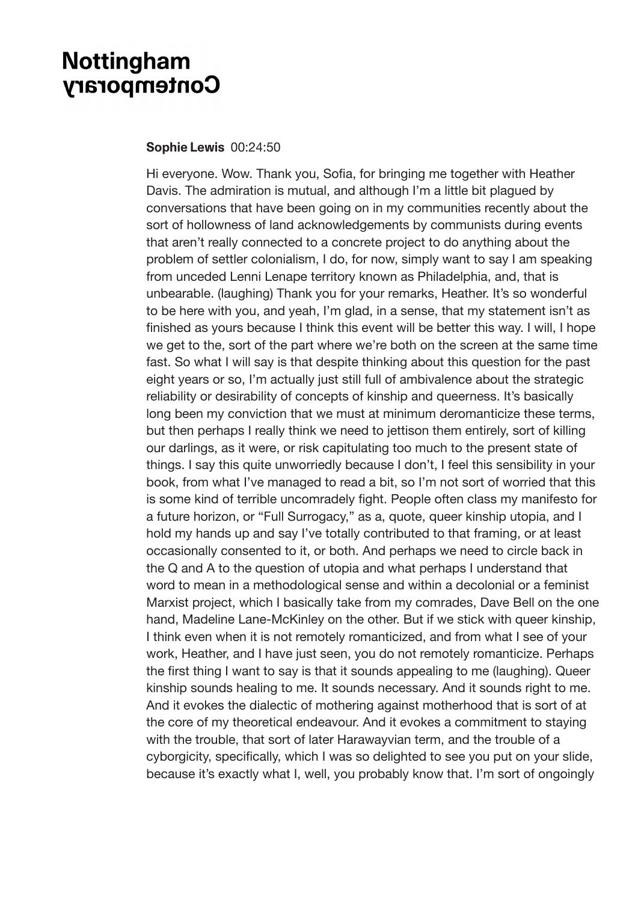**Sophie Lewis** 00:24:50

Hi everyone. Wow. Thank you, Sofia, for bringing me together with Heather Davis. The admiration is mutual, and although I'm a little bit plagued by conversations that have been going on in my communities recently about the sort of hollowness of land acknowledgements by communists during events that aren't really connected to a concrete project to do anything about the problem of settler colonialism, I do, for now, simply want to say I am speaking from unceded Lenni Lenape territory known as Philadelphia, and, that is unbearable. (laughing) Thank you for your remarks, Heather. It's so wonderful to be here with you, and yeah, I'm glad, in a sense, that my statement isn't as finished as yours because I think this event will be better this way. I will, I hope we get to the, sort of the part where we're both on the screen at the same time fast. So what I will say is that despite thinking about this question for the past eight years or so, I'm actually just still full of ambivalence about the strategic reliability or desirability of concepts of kinship and queerness. It's basically long been my conviction that we must at minimum deromanticize these terms, but then perhaps I really think we need to jettison them entirely, sort of killing our darlings, as it were, or risk capitulating too much to the present state of things. I say this quite unworriedly because I don't, I feel this sensibility in your book, from what I've managed to read a bit, so I'm not sort of worried that this is some kind of terrible uncomradely fight. People often class my manifesto for a future horizon, or "Full Surrogacy," as a, quote, queer kinship utopia, and I hold my hands up and say I've totally contributed to that framing, or at least occasionally consented to it, or both. And perhaps we need to circle back in the Q and A to the question of utopia and what perhaps I understand that word to mean in a methodological sense and within a decolonial or a feminist Marxist project, which I basically take from my comrades, Dave Bell on the one hand, Madeline Lane-McKinley on the other. But if we stick with queer kinship, I think even when it is not remotely romanticized, and from what I see of your work, Heather, and I have just seen, you do not remotely romanticize. Perhaps the first thing I want to say is that it sounds appealing to me (laughing). Queer kinship sounds healing to me. It sounds necessary. And it sounds right to me. And it evokes the dialectic of mothering against motherhood that is sort of at the core of my theoretical endeavour. And it evokes a commitment to staying with the trouble, that sort of later Harawayvian term, and the trouble of a cyborgicity, specifically, which I was so delighted to see you put on your slide, because it's exactly what I, well, you probably know that. I'm sort of ongoingly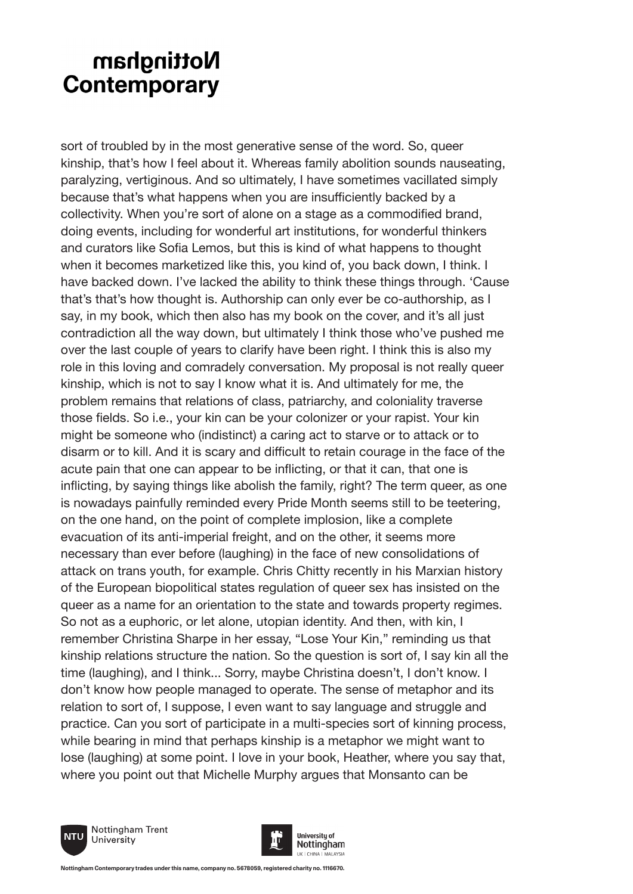sort of troubled by in the most generative sense of the word. So, queer kinship, that's how I feel about it. Whereas family abolition sounds nauseating, paralyzing, vertiginous. And so ultimately, I have sometimes vacillated simply because that's what happens when you are insufficiently backed by a collectivity. When you're sort of alone on a stage as a commodified brand, doing events, including for wonderful art institutions, for wonderful thinkers and curators like Sofia Lemos, but this is kind of what happens to thought when it becomes marketized like this, you kind of, you back down, I think. I have backed down. I've lacked the ability to think these things through. 'Cause that's that's how thought is. Authorship can only ever be co-authorship, as I say, in my book, which then also has my book on the cover, and it's all just contradiction all the way down, but ultimately I think those who've pushed me over the last couple of years to clarify have been right. I think this is also my role in this loving and comradely conversation. My proposal is not really queer kinship, which is not to say I know what it is. And ultimately for me, the problem remains that relations of class, patriarchy, and coloniality traverse those fields. So i.e., your kin can be your colonizer or your rapist. Your kin might be someone who (indistinct) a caring act to starve or to attack or to disarm or to kill. And it is scary and difficult to retain courage in the face of the acute pain that one can appear to be inflicting, or that it can, that one is inflicting, by saying things like abolish the family, right? The term queer, as one is nowadays painfully reminded every Pride Month seems still to be teetering, on the one hand, on the point of complete implosion, like a complete evacuation of its anti-imperial freight, and on the other, it seems more necessary than ever before (laughing) in the face of new consolidations of attack on trans youth, for example. Chris Chitty recently in his Marxian history of the European biopolitical states regulation of queer sex has insisted on the queer as a name for an orientation to the state and towards property regimes. So not as a euphoric, or let alone, utopian identity. And then, with kin, I remember Christina Sharpe in her essay, "Lose Your Kin," reminding us that kinship relations structure the nation. So the question is sort of, I say kin all the time (laughing), and I think... Sorry, maybe Christina doesn't, I don't know. I don't know how people managed to operate. The sense of metaphor and its relation to sort of, I suppose, I even want to say language and struggle and practice. Can you sort of participate in a multi-species sort of kinning process, while bearing in mind that perhaps kinship is a metaphor we might want to lose (laughing) at some point. I love in your book, Heather, where you say that, where you point out that Michelle Murphy argues that Monsanto can be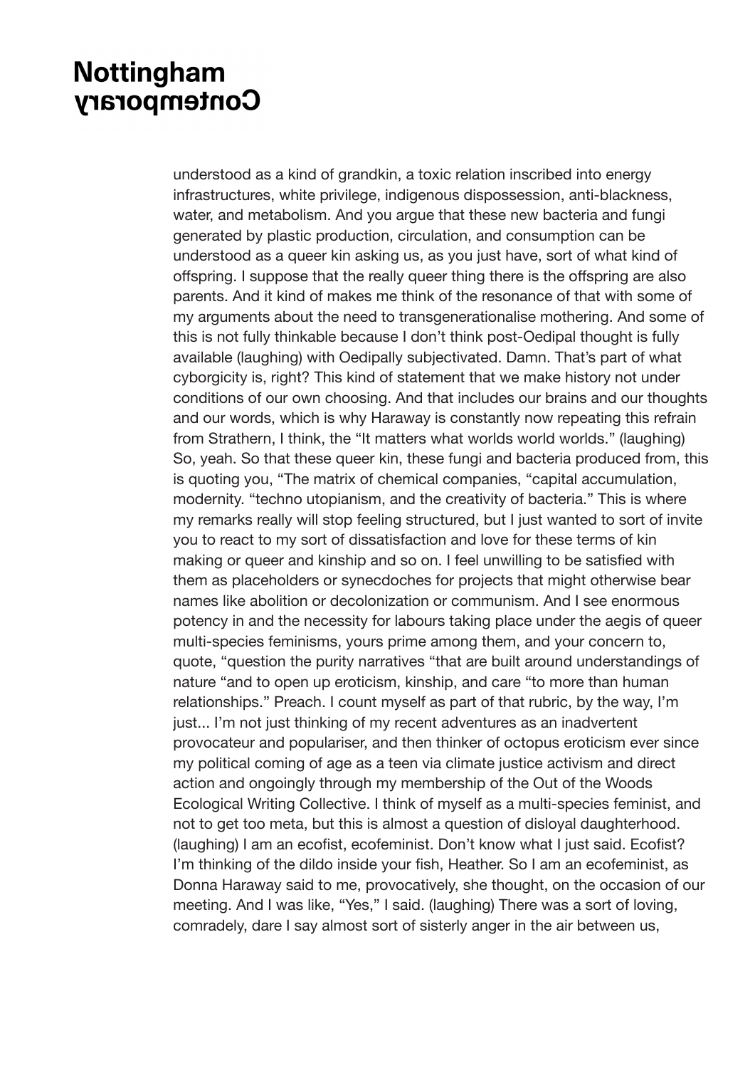understood as a kind of grandkin, a toxic relation inscribed into energy infrastructures, white privilege, indigenous dispossession, anti-blackness, water, and metabolism. And you argue that these new bacteria and fungi generated by plastic production, circulation, and consumption can be understood as a queer kin asking us, as you just have, sort of what kind of offspring. I suppose that the really queer thing there is the offspring are also parents. And it kind of makes me think of the resonance of that with some of my arguments about the need to transgenerationalise mothering. And some of this is not fully thinkable because I don't think post-Oedipal thought is fully available (laughing) with Oedipally subjectivated. Damn. That's part of what cyborgicity is, right? This kind of statement that we make history not under conditions of our own choosing. And that includes our brains and our thoughts and our words, which is why Haraway is constantly now repeating this refrain from Strathern, I think, the "It matters what worlds world worlds." (laughing) So, yeah. So that these queer kin, these fungi and bacteria produced from, this is quoting you, "The matrix of chemical companies, "capital accumulation, modernity. "techno utopianism, and the creativity of bacteria." This is where my remarks really will stop feeling structured, but I just wanted to sort of invite you to react to my sort of dissatisfaction and love for these terms of kin making or queer and kinship and so on. I feel unwilling to be satisfied with them as placeholders or synecdoches for projects that might otherwise bear names like abolition or decolonization or communism. And I see enormous potency in and the necessity for labours taking place under the aegis of queer multi-species feminisms, yours prime among them, and your concern to, quote, "question the purity narratives "that are built around understandings of nature "and to open up eroticism, kinship, and care "to more than human relationships." Preach. I count myself as part of that rubric, by the way, I'm just... I'm not just thinking of my recent adventures as an inadvertent provocateur and populariser, and then thinker of octopus eroticism ever since my political coming of age as a teen via climate justice activism and direct action and ongoingly through my membership of the Out of the Woods Ecological Writing Collective. I think of myself as a multi-species feminist, and not to get too meta, but this is almost a question of disloyal daughterhood. (laughing) I am an ecofist, ecofeminist. Don't know what I just said. Ecofist? I'm thinking of the dildo inside your fish, Heather. So I am an ecofeminist, as Donna Haraway said to me, provocatively, she thought, on the occasion of our meeting. And I was like, "Yes," I said. (laughing) There was a sort of loving, comradely, dare I say almost sort of sisterly anger in the air between us,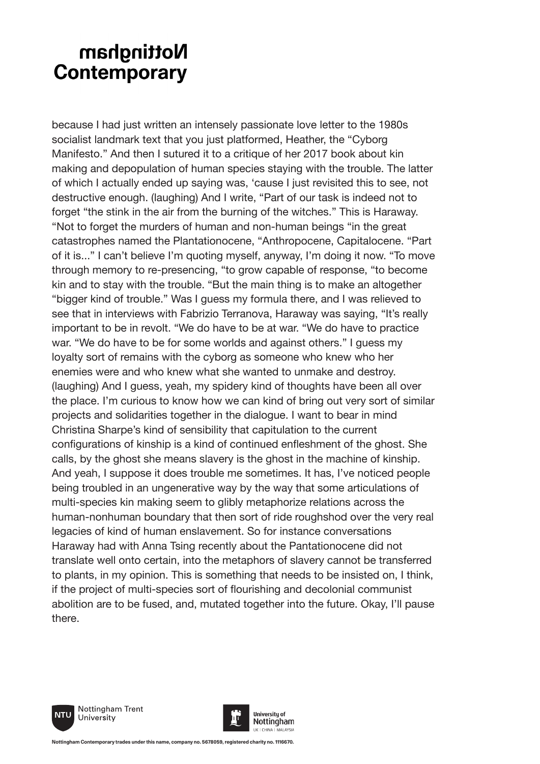because I had just written an intensely passionate love letter to the 1980s socialist landmark text that you just platformed, Heather, the "Cyborg Manifesto." And then I sutured it to a critique of her 2017 book about kin making and depopulation of human species staying with the trouble. The latter of which I actually ended up saying was, 'cause I just revisited this to see, not destructive enough. (laughing) And I write, "Part of our task is indeed not to forget "the stink in the air from the burning of the witches." This is Haraway. "Not to forget the murders of human and non-human beings "in the great catastrophes named the Plantationocene, "Anthropocene, Capitalocene. "Part of it is..." I can't believe I'm quoting myself, anyway, I'm doing it now. "To move through memory to re-presencing, "to grow capable of response, "to become kin and to stay with the trouble. "But the main thing is to make an altogether "bigger kind of trouble." Was I guess my formula there, and I was relieved to see that in interviews with Fabrizio Terranova, Haraway was saying, "It's really important to be in revolt. "We do have to be at war. "We do have to practice war. "We do have to be for some worlds and against others." I guess my loyalty sort of remains with the cyborg as someone who knew who her enemies were and who knew what she wanted to unmake and destroy. (laughing) And I guess, yeah, my spidery kind of thoughts have been all over the place. I'm curious to know how we can kind of bring out very sort of similar projects and solidarities together in the dialogue. I want to bear in mind Christina Sharpe's kind of sensibility that capitulation to the current configurations of kinship is a kind of continued enfleshment of the ghost. She calls, by the ghost she means slavery is the ghost in the machine of kinship. And yeah, I suppose it does trouble me sometimes. It has, I've noticed people being troubled in an ungenerative way by the way that some articulations of multi-species kin making seem to glibly metaphorize relations across the human-nonhuman boundary that then sort of ride roughshod over the very real legacies of kind of human enslavement. So for instance conversations Haraway had with Anna Tsing recently about the Pantationocene did not translate well onto certain, into the metaphors of slavery cannot be transferred to plants, in my opinion. This is something that needs to be insisted on, I think, if the project of multi-species sort of flourishing and decolonial communist abolition are to be fused, and, mutated together into the future. Okay, I'll pause there.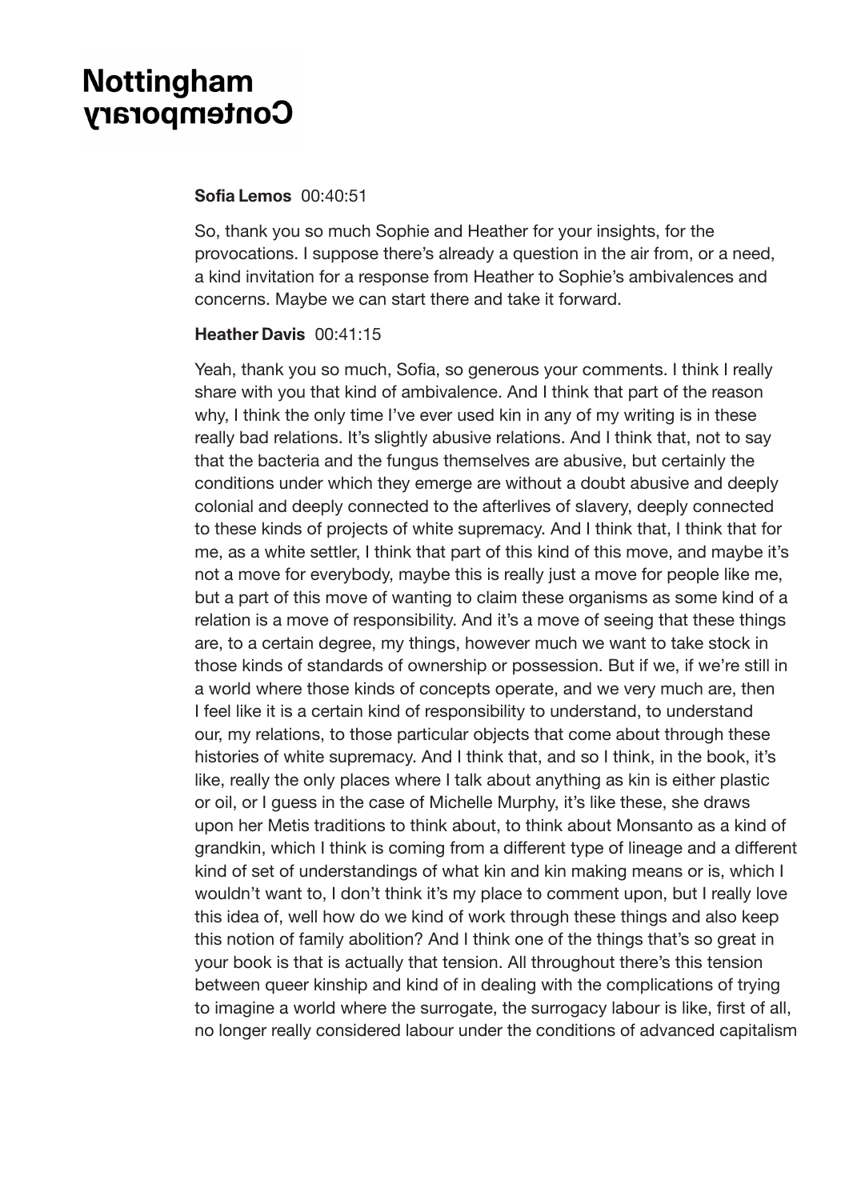**Sofia Lemos** 00:40:51

So, thank you so much Sophie and Heather for your insights, for the provocations. I suppose there's already a question in the air from, or a need, a kind invitation for a response from Heather to Sophie's ambivalences and concerns. Maybe we can start there and take it forward.

**Heather Davis** 00:41:15

Yeah, thank you so much, Sofia, so generous your comments. I think I really share with you that kind of ambivalence. And I think that part of the reason why, I think the only time I've ever used kin in any of my writing is in these really bad relations. It's slightly abusive relations. And I think that, not to say that the bacteria and the fungus themselves are abusive, but certainly the conditions under which they emerge are without a doubt abusive and deeply colonial and deeply connected to the afterlives of slavery, deeply connected to these kinds of projects of white supremacy. And I think that, I think that for me, as a white settler, I think that part of this kind of this move, and maybe it's not a move for everybody, maybe this is really just a move for people like me, but a part of this move of wanting to claim these organisms as some kind of a relation is a move of responsibility. And it's a move of seeing that these things are, to a certain degree, my things, however much we want to take stock in those kinds of standards of ownership or possession. But if we, if we're still in a world where those kinds of concepts operate, and we very much are, then I feel like it is a certain kind of responsibility to understand, to understand our, my relations, to those particular objects that come about through these histories of white supremacy. And I think that, and so I think, in the book, it's like, really the only places where I talk about anything as kin is either plastic or oil, or I guess in the case of Michelle Murphy, it's like these, she draws upon her Metis traditions to think about, to think about Monsanto as a kind of grandkin, which I think is coming from a different type of lineage and a different kind of set of understandings of what kin and kin making means or is, which I wouldn't want to, I don't think it's my place to comment upon, but I really love this idea of, well how do we kind of work through these things and also keep this notion of family abolition? And I think one of the things that's so great in your book is that is actually that tension. All throughout there's this tension between queer kinship and kind of in dealing with the complications of trying to imagine a world where the surrogate, the surrogacy labour is like, first of all, no longer really considered labour under the conditions of advanced capitalism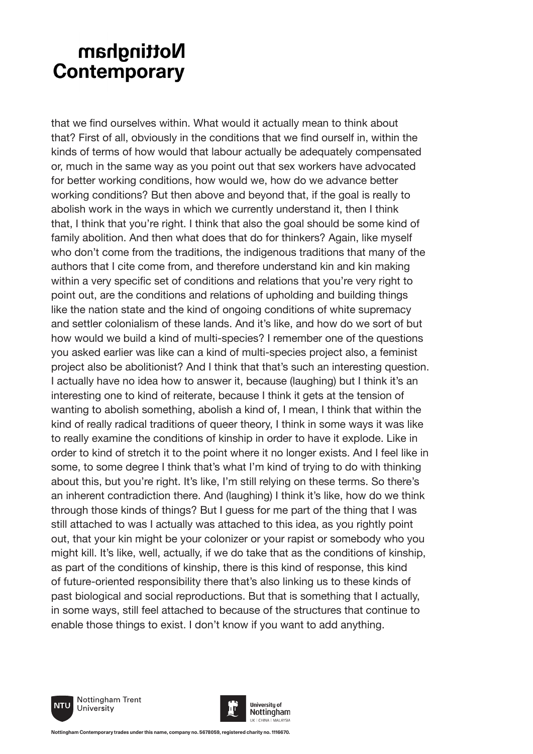that we find ourselves within. What would it actually mean to think about that? First of all, obviously in the conditions that we find ourself in, within the kinds of terms of how would that labour actually be adequately compensated or, much in the same way as you point out that sex workers have advocated for better working conditions, how would we, how do we advance better working conditions? But then above and beyond that, if the goal is really to abolish work in the ways in which we currently understand it, then I think that, I think that you're right. I think that also the goal should be some kind of family abolition. And then what does that do for thinkers? Again, like myself who don't come from the traditions, the indigenous traditions that many of the authors that I cite come from, and therefore understand kin and kin making within a very specific set of conditions and relations that you're very right to point out, are the conditions and relations of upholding and building things like the nation state and the kind of ongoing conditions of white supremacy and settler colonialism of these lands. And it's like, and how do we sort of but how would we build a kind of multi-species? I remember one of the questions you asked earlier was like can a kind of multi-species project also, a feminist project also be abolitionist? And I think that that's such an interesting question. I actually have no idea how to answer it, because (laughing) but I think it's an interesting one to kind of reiterate, because I think it gets at the tension of wanting to abolish something, abolish a kind of, I mean, I think that within the kind of really radical traditions of queer theory, I think in some ways it was like to really examine the conditions of kinship in order to have it explode. Like in order to kind of stretch it to the point where it no longer exists. And I feel like in some, to some degree I think that's what I'm kind of trying to do with thinking about this, but you're right. It's like, I'm still relying on these terms. So there's an inherent contradiction there. And (laughing) I think it's like, how do we think through those kinds of things? But I guess for me part of the thing that I was still attached to was I actually was attached to this idea, as you rightly point out, that your kin might be your colonizer or your rapist or somebody who you might kill. It's like, well, actually, if we do take that as the conditions of kinship, as part of the conditions of kinship, there is this kind of response, this kind of future-oriented responsibility there that's also linking us to these kinds of past biological and social reproductions. But that is something that I actually, in some ways, still feel attached to because of the structures that continue to enable those things to exist. I don't know if you want to add anything.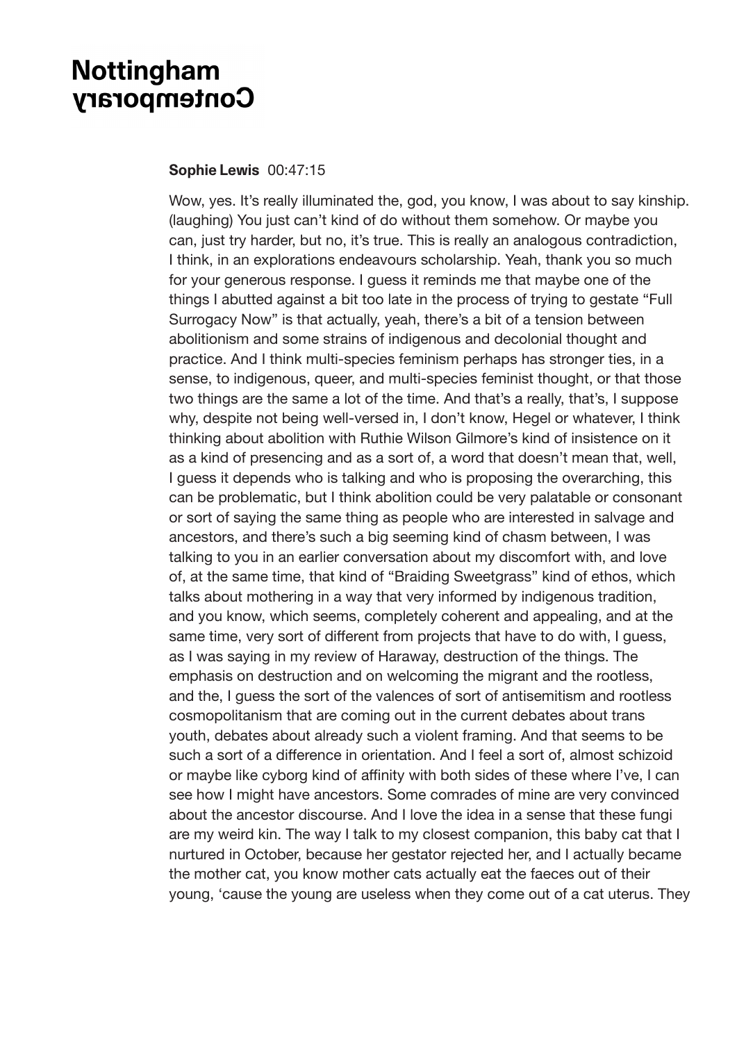**Sophie Lewis** 00:47:15

Wow, yes. It's really illuminated the, god, you know, I was about to say kinship. (laughing) You just can't kind of do without them somehow. Or maybe you can, just try harder, but no, it's true. This is really an analogous contradiction, I think, in an explorations endeavours scholarship. Yeah, thank you so much for your generous response. I guess it reminds me that maybe one of the things I abutted against a bit too late in the process of trying to gestate "Full Surrogacy Now" is that actually, yeah, there's a bit of a tension between abolitionism and some strains of indigenous and decolonial thought and practice. And I think multi-species feminism perhaps has stronger ties, in a sense, to indigenous, queer, and multi-species feminist thought, or that those two things are the same a lot of the time. And that's a really, that's, I suppose why, despite not being well-versed in, I don't know, Hegel or whatever, I think thinking about abolition with Ruthie Wilson Gilmore's kind of insistence on it as a kind of presencing and as a sort of, a word that doesn't mean that, well, I guess it depends who is talking and who is proposing the overarching, this can be problematic, but I think abolition could be very palatable or consonant or sort of saying the same thing as people who are interested in salvage and ancestors, and there's such a big seeming kind of chasm between, I was talking to you in an earlier conversation about my discomfort with, and love of, at the same time, that kind of "Braiding Sweetgrass" kind of ethos, which talks about mothering in a way that very informed by indigenous tradition, and you know, which seems, completely coherent and appealing, and at the same time, very sort of different from projects that have to do with, I guess, as I was saying in my review of Haraway, destruction of the things. The emphasis on destruction and on welcoming the migrant and the rootless, and the, I guess the sort of the valences of sort of antisemitism and rootless cosmopolitanism that are coming out in the current debates about trans youth, debates about already such a violent framing. And that seems to be such a sort of a difference in orientation. And I feel a sort of, almost schizoid or maybe like cyborg kind of affinity with both sides of these where I've, I can see how I might have ancestors. Some comrades of mine are very convinced about the ancestor discourse. And I love the idea in a sense that these fungi are my weird kin. The way I talk to my closest companion, this baby cat that I nurtured in October, because her gestator rejected her, and I actually became the mother cat, you know mother cats actually eat the faeces out of their young, 'cause the young are useless when they come out of a cat uterus. They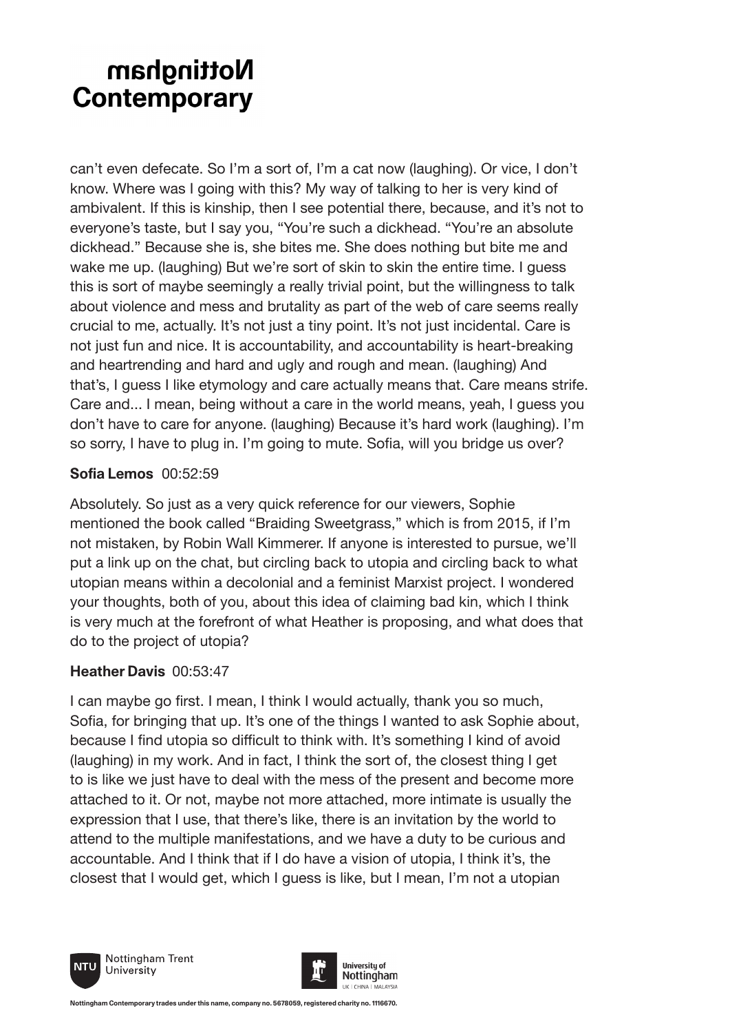can't even defecate. So I'm a sort of, I'm a cat now (laughing). Or vice, I don't know. Where was I going with this? My way of talking to her is very kind of ambivalent. If this is kinship, then I see potential there, because, and it's not to everyone's taste, but I say you, "You're such a dickhead. "You're an absolute dickhead." Because she is, she bites me. She does nothing but bite me and wake me up. (laughing) But we're sort of skin to skin the entire time. I guess this is sort of maybe seemingly a really trivial point, but the willingness to talk about violence and mess and brutality as part of the web of care seems really crucial to me, actually. It's not just a tiny point. It's not just incidental. Care is not just fun and nice. It is accountability, and accountability is heart-breaking and heartrending and hard and ugly and rough and mean. (laughing) And that's, I guess I like etymology and care actually means that. Care means strife. Care and... I mean, being without a care in the world means, yeah, I guess you don't have to care for anyone. (laughing) Because it's hard work (laughing). I'm so sorry, I have to plug in. I'm going to mute. Sofia, will you bridge us over?

**Sofia Lemos** 00:52:59

Absolutely. So just as a very quick reference for our viewers, Sophie mentioned the book called "Braiding Sweetgrass," which is from 2015, if I'm not mistaken, by Robin Wall Kimmerer. If anyone is interested to pursue, we'll put a link up on the chat, but circling back to utopia and circling back to what utopian means within a decolonial and a feminist Marxist project. I wondered your thoughts, both of you, about this idea of claiming bad kin, which I think is very much at the forefront of what Heather is proposing, and what does that do to the project of utopia?

**Heather Davis** 00:53:47

I can maybe go first. I mean, I think I would actually, thank you so much, Sofia, for bringing that up. It's one of the things I wanted to ask Sophie about, because I find utopia so difficult to think with. It's something I kind of avoid (laughing) in my work. And in fact, I think the sort of, the closest thing I get to is like we just have to deal with the mess of the present and become more attached to it. Or not, maybe not more attached, more intimate is usually the expression that I use, that there's like, there is an invitation by the world to attend to the multiple manifestations, and we have a duty to be curious and accountable. And I think that if I do have a vision of utopia, I think it's, the closest that I would get, which I guess is like, but I mean, I'm not a utopian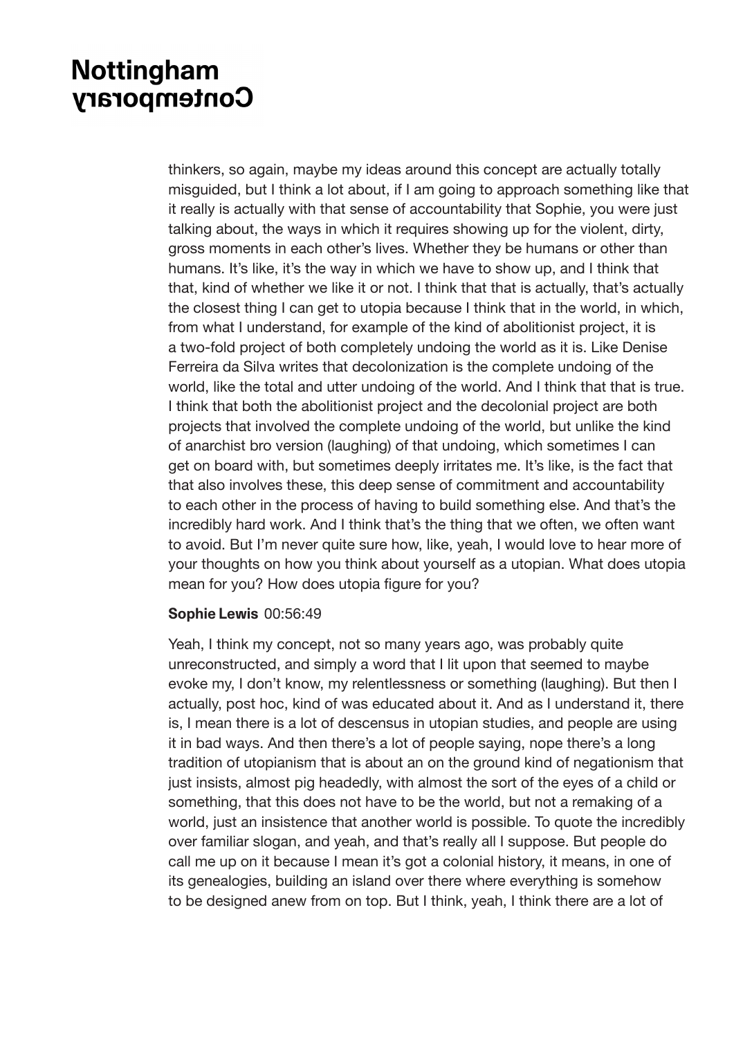thinkers, so again, maybe my ideas around this concept are actually totally misguided, but I think a lot about, if I am going to approach something like that it really is actually with that sense of accountability that Sophie, you were just talking about, the ways in which it requires showing up for the violent, dirty, gross moments in each other's lives. Whether they be humans or other than humans. It's like, it's the way in which we have to show up, and I think that that, kind of whether we like it or not. I think that that is actually, that's actually the closest thing I can get to utopia because I think that in the world, in which, from what I understand, for example of the kind of abolitionist project, it is a two-fold project of both completely undoing the world as it is. Like Denise Ferreira da Silva writes that decolonization is the complete undoing of the world, like the total and utter undoing of the world. And I think that that is true. I think that both the abolitionist project and the decolonial project are both projects that involved the complete undoing of the world, but unlike the kind of anarchist bro version (laughing) of that undoing, which sometimes I can get on board with, but sometimes deeply irritates me. It's like, is the fact that that also involves these, this deep sense of commitment and accountability to each other in the process of having to build something else. And that's the incredibly hard work. And I think that's the thing that we often, we often want to avoid. But I'm never quite sure how, like, yeah, I would love to hear more of your thoughts on how you think about yourself as a utopian. What does utopia mean for you? How does utopia figure for you?

**Sophie Lewis** 00:56:49

Yeah, I think my concept, not so many years ago, was probably quite unreconstructed, and simply a word that I lit upon that seemed to maybe evoke my, I don't know, my relentlessness or something (laughing). But then I actually, post hoc, kind of was educated about it. And as I understand it, there is, I mean there is a lot of descensus in utopian studies, and people are using it in bad ways. And then there's a lot of people saying, nope there's a long tradition of utopianism that is about an on the ground kind of negationism that just insists, almost pig headedly, with almost the sort of the eyes of a child or something, that this does not have to be the world, but not a remaking of a world, just an insistence that another world is possible. To quote the incredibly over familiar slogan, and yeah, and that's really all I suppose. But people do call me up on it because I mean it's got a colonial history, it means, in one of its genealogies, building an island over there where everything is somehow to be designed anew from on top. But I think, yeah, I think there are a lot of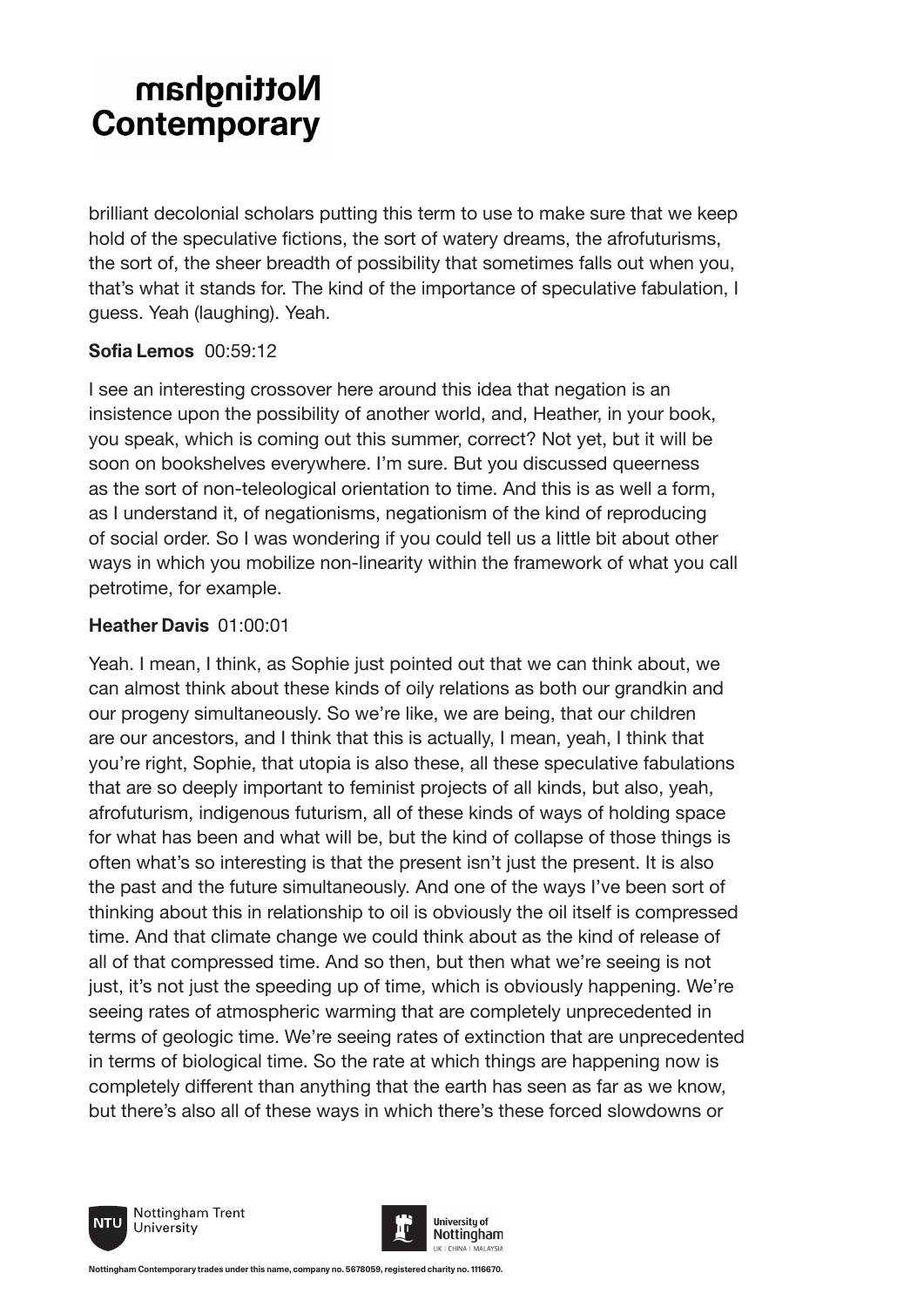brilliant decolonial scholars putting this term to use to make sure that we keep hold of the speculative fictions, the sort of watery dreams, the afrofuturisms, the sort of, the sheer breadth of possibility that sometimes falls out when you, that's what it stands for. The kind of the importance of speculative fabulation, I guess. Yeah (laughing). Yeah.

**Sofia Lemos** 00:59:12

I see an interesting crossover here around this idea that negation is an insistence upon the possibility of another world, and, Heather, in your book, you speak, which is coming out this summer, correct? Not yet, but it will be soon on bookshelves everywhere. I'm sure. But you discussed queerness as the sort of non-teleological orientation to time. And this is as well a form, as I understand it, of negationisms, negationism of the kind of reproducing of social order. So I was wondering if you could tell us a little bit about other ways in which you mobilize non-linearity within the framework of what you call petrotime, for example.

**Heather Davis** 01:00:01

Yeah. I mean, I think, as Sophie just pointed out that we can think about, we can almost think about these kinds of oily relations as both our grandkin and our progeny simultaneously. So we're like, we are being, that our children are our ancestors, and I think that this is actually, I mean, yeah, I think that you're right, Sophie, that utopia is also these, all these speculative fabulations that are so deeply important to feminist projects of all kinds, but also, yeah, afrofuturism, indigenous futurism, all of these kinds of ways of holding space for what has been and what will be, but the kind of collapse of those things is often what's so interesting is that the present isn't just the present. It is also the past and the future simultaneously. And one of the ways I've been sort of thinking about this in relationship to oil is obviously the oil itself is compressed time. And that climate change we could think about as the kind of release of all of that compressed time. And so then, but then what we're seeing is not just, it's not just the speeding up of time, which is obviously happening. We're seeing rates of atmospheric warming that are completely unprecedented in terms of geologic time. We're seeing rates of extinction that are unprecedented in terms of biological time. So the rate at which things are happening now is completely different than anything that the earth has seen as far as we know, but there's also all of these ways in which there's these forced slowdowns or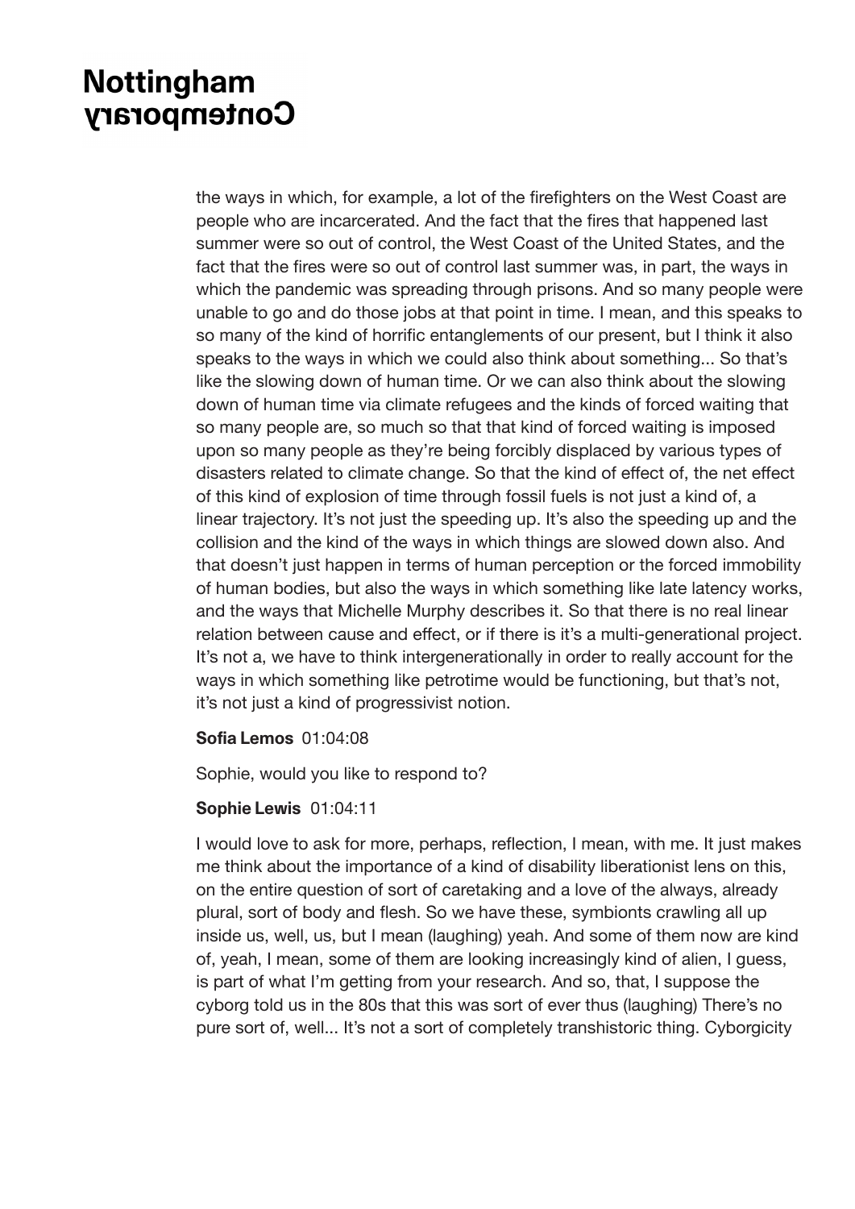the ways in which, for example, a lot of the firefighters on the West Coast are people who are incarcerated. And the fact that the fires that happened last summer were so out of control, the West Coast of the United States, and the fact that the fires were so out of control last summer was, in part, the ways in which the pandemic was spreading through prisons. And so many people were unable to go and do those jobs at that point in time. I mean, and this speaks to so many of the kind of horrific entanglements of our present, but I think it also speaks to the ways in which we could also think about something... So that's like the slowing down of human time. Or we can also think about the slowing down of human time via climate refugees and the kinds of forced waiting that so many people are, so much so that that kind of forced waiting is imposed upon so many people as they're being forcibly displaced by various types of disasters related to climate change. So that the kind of effect of, the net effect of this kind of explosion of time through fossil fuels is not just a kind of, a linear trajectory. It's not just the speeding up. It's also the speeding up and the collision and the kind of the ways in which things are slowed down also. And that doesn't just happen in terms of human perception or the forced immobility of human bodies, but also the ways in which something like late latency works, and the ways that Michelle Murphy describes it. So that there is no real linear relation between cause and effect, or if there is it's a multi-generational project. It's not a, we have to think intergenerationally in order to really account for the ways in which something like petrotime would be functioning, but that's not, it's not just a kind of progressivist notion.

**Sofia Lemos** 01:04:08

Sophie, would you like to respond to?

**Sophie Lewis** 01:04:11

I would love to ask for more, perhaps, reflection, I mean, with me. It just makes me think about the importance of a kind of disability liberationist lens on this, on the entire question of sort of caretaking and a love of the always, already plural, sort of body and flesh. So we have these, symbionts crawling all up inside us, well, us, but I mean (laughing) yeah. And some of them now are kind of, yeah, I mean, some of them are looking increasingly kind of alien, I guess, is part of what I'm getting from your research. And so, that, I suppose the cyborg told us in the 80s that this was sort of ever thus (laughing) There's no pure sort of, well... It's not a sort of completely transhistoric thing. Cyborgicity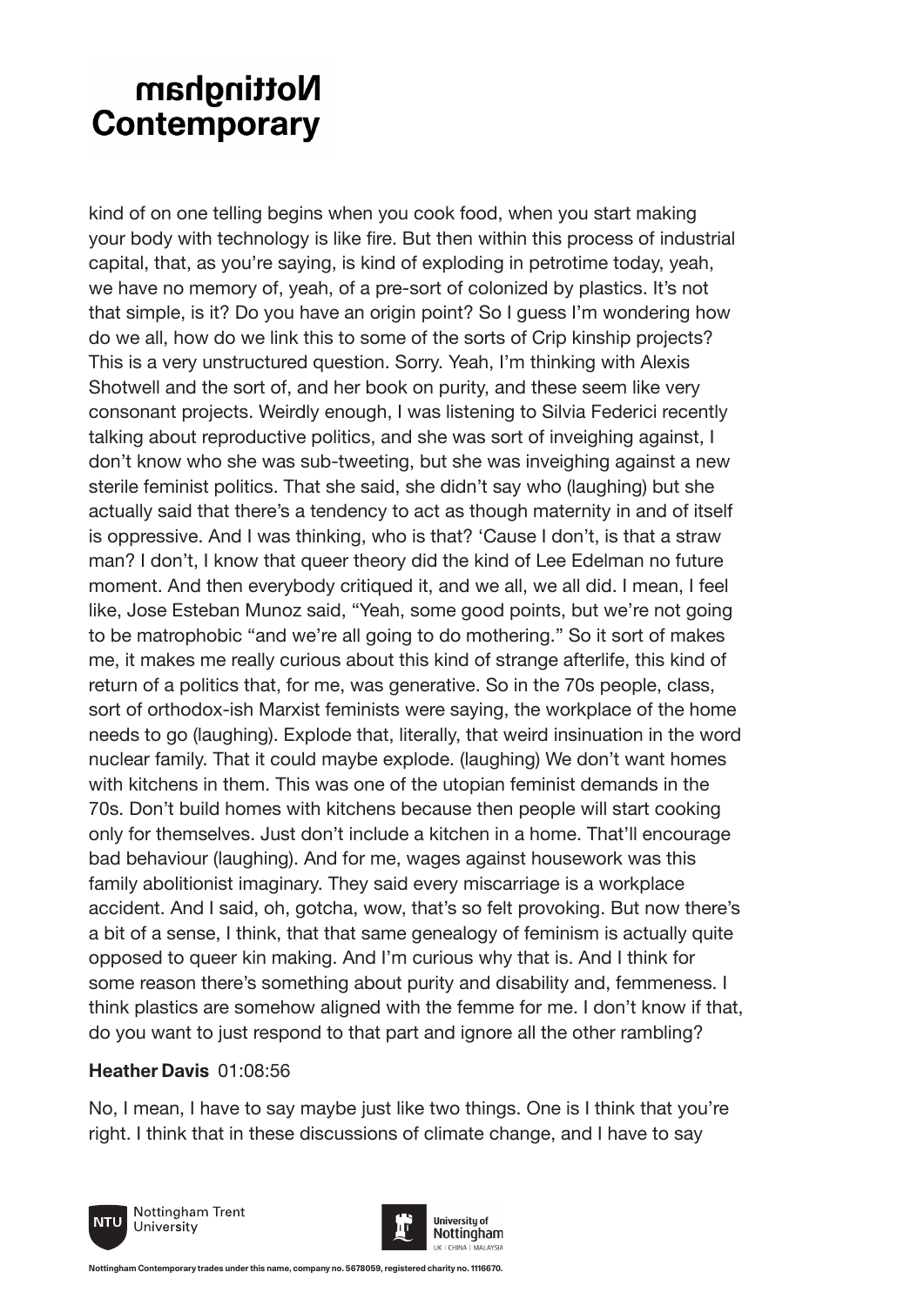kind of on one telling begins when you cook food, when you start making your body with technology is like fire. But then within this process of industrial capital, that, as you're saying, is kind of exploding in petrotime today, yeah, we have no memory of, yeah, of a pre-sort of colonized by plastics. It's not that simple, is it? Do you have an origin point? So I guess I'm wondering how do we all, how do we link this to some of the sorts of Crip kinship projects? This is a very unstructured question. Sorry. Yeah, I'm thinking with Alexis Shotwell and the sort of, and her book on purity, and these seem like very consonant projects. Weirdly enough, I was listening to Silvia Federici recently talking about reproductive politics, and she was sort of inveighing against, I don't know who she was sub-tweeting, but she was inveighing against a new sterile feminist politics. That she said, she didn't say who (laughing) but she actually said that there's a tendency to act as though maternity in and of itself is oppressive. And I was thinking, who is that? 'Cause I don't, is that a straw man? I don't, I know that queer theory did the kind of Lee Edelman no future moment. And then everybody critiqued it, and we all, we all did. I mean, I feel like, Jose Esteban Munoz said, "Yeah, some good points, but we're not going to be matrophobic "and we're all going to do mothering." So it sort of makes me, it makes me really curious about this kind of strange afterlife, this kind of return of a politics that, for me, was generative. So in the 70s people, class, sort of orthodox-ish Marxist feminists were saying, the workplace of the home needs to go (laughing). Explode that, literally, that weird insinuation in the word nuclear family. That it could maybe explode. (laughing) We don't want homes with kitchens in them. This was one of the utopian feminist demands in the 70s. Don't build homes with kitchens because then people will start cooking only for themselves. Just don't include a kitchen in a home. That'll encourage bad behaviour (laughing). And for me, wages against housework was this family abolitionist imaginary. They said every miscarriage is a workplace accident. And I said, oh, gotcha, wow, that's so felt provoking. But now there's a bit of a sense, I think, that that same genealogy of feminism is actually quite opposed to queer kin making. And I'm curious why that is. And I think for some reason there's something about purity and disability and, femmeness. I think plastics are somehow aligned with the femme for me. I don't know if that, do you want to just respond to that part and ignore all the other rambling?

**Heather Davis** 01:08:56

No, I mean, I have to say maybe just like two things. One is I think that you're right. I think that in these discussions of climate change, and I have to say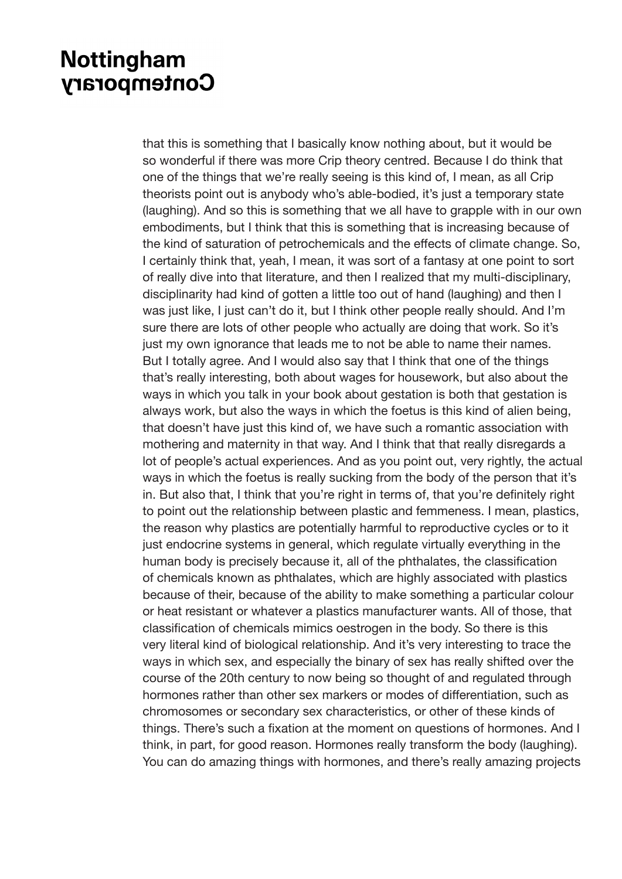that this is something that I basically know nothing about, but it would be so wonderful if there was more Crip theory centred. Because I do think that one of the things that we're really seeing is this kind of, I mean, as all Crip theorists point out is anybody who's able-bodied, it's just a temporary state (laughing). And so this is something that we all have to grapple with in our own embodiments, but I think that this is something that is increasing because of the kind of saturation of petrochemicals and the effects of climate change. So, I certainly think that, yeah, I mean, it was sort of a fantasy at one point to sort of really dive into that literature, and then I realized that my multi-disciplinary, disciplinarity had kind of gotten a little too out of hand (laughing) and then I was just like, I just can't do it, but I think other people really should. And I'm sure there are lots of other people who actually are doing that work. So it's just my own ignorance that leads me to not be able to name their names. But I totally agree. And I would also say that I think that one of the things that's really interesting, both about wages for housework, but also about the ways in which you talk in your book about gestation is both that gestation is always work, but also the ways in which the foetus is this kind of alien being, that doesn't have just this kind of, we have such a romantic association with mothering and maternity in that way. And I think that that really disregards a lot of people's actual experiences. And as you point out, very rightly, the actual ways in which the foetus is really sucking from the body of the person that it's in. But also that, I think that you're right in terms of, that you're definitely right to point out the relationship between plastic and femmeness. I mean, plastics, the reason why plastics are potentially harmful to reproductive cycles or to it just endocrine systems in general, which regulate virtually everything in the human body is precisely because it, all of the phthalates, the classification of chemicals known as phthalates, which are highly associated with plastics because of their, because of the ability to make something a particular colour or heat resistant or whatever a plastics manufacturer wants. All of those, that classification of chemicals mimics oestrogen in the body. So there is this very literal kind of biological relationship. And it's very interesting to trace the ways in which sex, and especially the binary of sex has really shifted over the course of the 20th century to now being so thought of and regulated through hormones rather than other sex markers or modes of differentiation, such as chromosomes or secondary sex characteristics, or other of these kinds of things. There's such a fixation at the moment on questions of hormones. And I think, in part, for good reason. Hormones really transform the body (laughing). You can do amazing things with hormones, and there's really amazing projects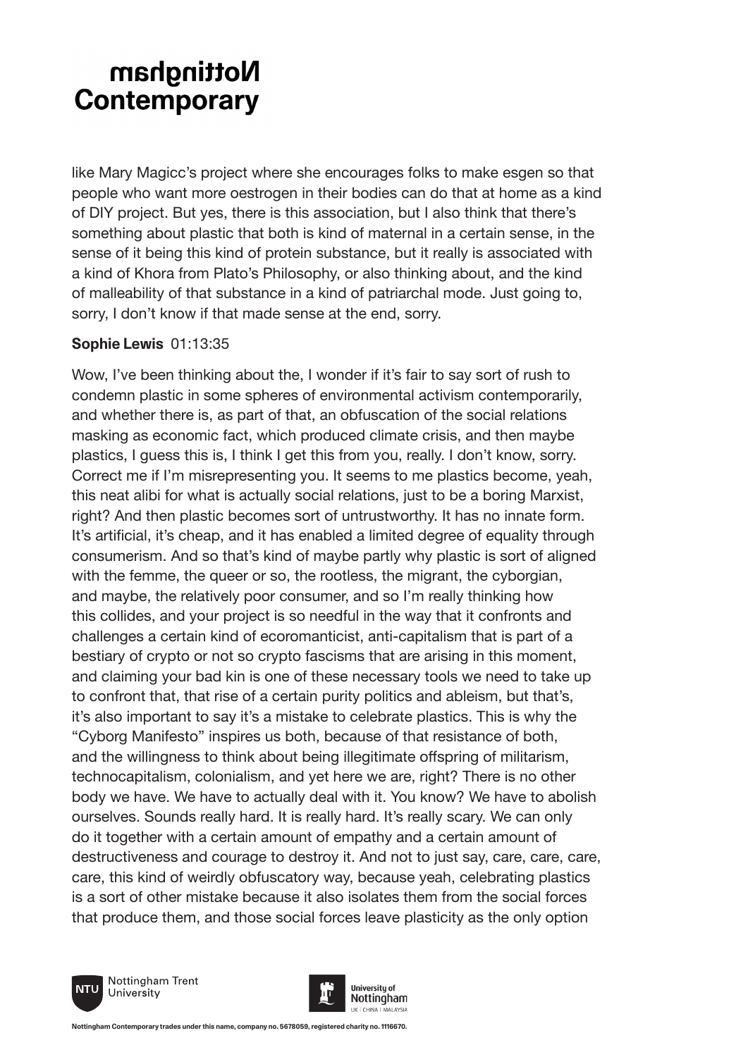like Mary Magicc's project where she encourages folks to make esgen so that people who want more oestrogen in their bodies can do that at home as a kind of DIY project. But yes, there is this association, but I also think that there's something about plastic that both is kind of maternal in a certain sense, in the sense of it being this kind of protein substance, but it really is associated with a kind of Khora from Plato's Philosophy, or also thinking about, and the kind of malleability of that substance in a kind of patriarchal mode. Just going to, sorry, I don't know if that made sense at the end, sorry.

**Sophie Lewis** 01:13:35

Wow, I've been thinking about the, I wonder if it's fair to say sort of rush to condemn plastic in some spheres of environmental activism contemporarily, and whether there is, as part of that, an obfuscation of the social relations masking as economic fact, which produced climate crisis, and then maybe plastics, I guess this is, I think I get this from you, really. I don't know, sorry. Correct me if I'm misrepresenting you. It seems to me plastics become, yeah, this neat alibi for what is actually social relations, just to be a boring Marxist, right? And then plastic becomes sort of untrustworthy. It has no innate form. It's artificial, it's cheap, and it has enabled a limited degree of equality through consumerism. And so that's kind of maybe partly why plastic is sort of aligned with the femme, the queer or so, the rootless, the migrant, the cyborgian, and maybe, the relatively poor consumer, and so I'm really thinking how this collides, and your project is so needful in the way that it confronts and challenges a certain kind of ecoromanticist, anti-capitalism that is part of a bestiary of crypto or not so crypto fascisms that are arising in this moment, and claiming your bad kin is one of these necessary tools we need to take up to confront that, that rise of a certain purity politics and ableism, but that's, it's also important to say it's a mistake to celebrate plastics. This is why the "Cyborg Manifesto" inspires us both, because of that resistance of both, and the willingness to think about being illegitimate offspring of militarism, technocapitalism, colonialism, and yet here we are, right? There is no other body we have. We have to actually deal with it. You know? We have to abolish ourselves. Sounds really hard. It is really hard. It's really scary. We can only do it together with a certain amount of empathy and a certain amount of destructiveness and courage to destroy it. And not to just say, care, care, care, care, this kind of weirdly obfuscatory way, because yeah, celebrating plastics is a sort of other mistake because it also isolates them from the social forces that produce them, and those social forces leave plasticity as the only option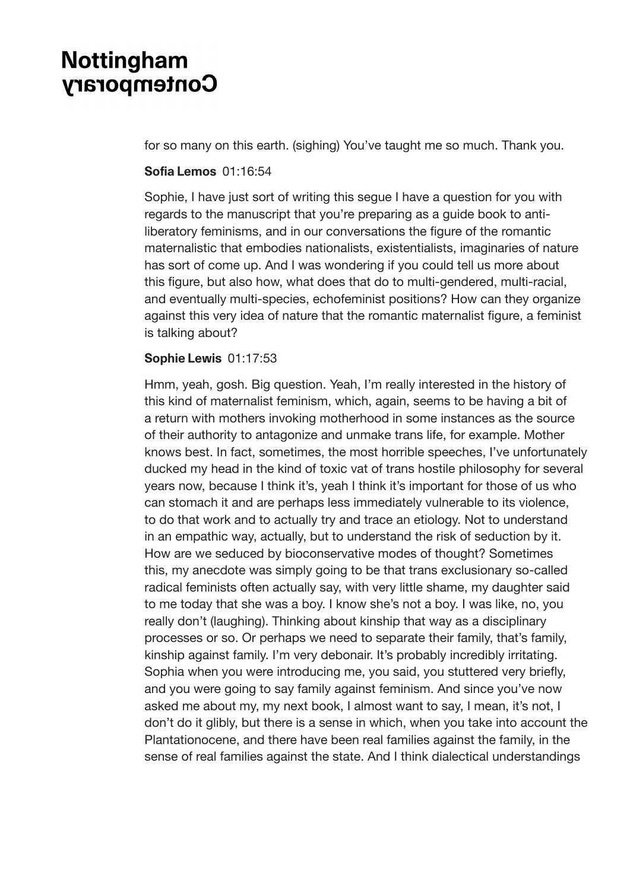for so many on this earth. (sighing) You've taught me so much. Thank you.

**Sofia Lemos** 01:16:54

Sophie, I have just sort of writing this segue I have a question for you with regards to the manuscript that you're preparing as a guide book to anti-liberatory feminisms, and in our conversations the figure of the romantic maternalistic that embodies nationalists, existentialists, imaginaries of nature has sort of come up. And I was wondering if you could tell us more about this figure, but also how, what does that do to multi-gendered, multi-racial, and eventually multi-species, echofeminist positions? How can they organize against this very idea of nature that the romantic maternalist figure, a feminist is talking about?

**Sophie Lewis** 01:17:53

Hmm, yeah, gosh. Big question. Yeah, I'm really interested in the history of this kind of maternalist feminism, which, again, seems to be having a bit of a return with mothers invoking motherhood in some instances as the source of their authority to antagonize and unmake trans life, for example. Mother knows best. In fact, sometimes, the most horrible speeches, I've unfortunately ducked my head in the kind of toxic vat of trans hostile philosophy for several years now, because I think it's, yeah I think it's important for those of us who can stomach it and are perhaps less immediately vulnerable to its violence, to do that work and to actually try and trace an etiology. Not to understand in an empathic way, actually, but to understand the risk of seduction by it. How are we seduced by bioconservative modes of thought? Sometimes this, my anecdote was simply going to be that trans exclusionary so-called radical feminists often actually say, with very little shame, my daughter said to me today that she was a boy. I know she's not a boy. I was like, no, you really don't (laughing). Thinking about kinship that way as a disciplinary processes or so. Or perhaps we need to separate their family, that's family, kinship against family. I'm very debonair. It's probably incredibly irritating. Sophia when you were introducing me, you said, you stuttered very briefly, and you were going to say family against feminism. And since you've now asked me about my, my next book, I almost want to say, I mean, it's not, I don't do it glibly, but there is a sense in which, when you take into account the Plantationocene, and there have been real families against the family, in the sense of real families against the state. And I think dialectical understandings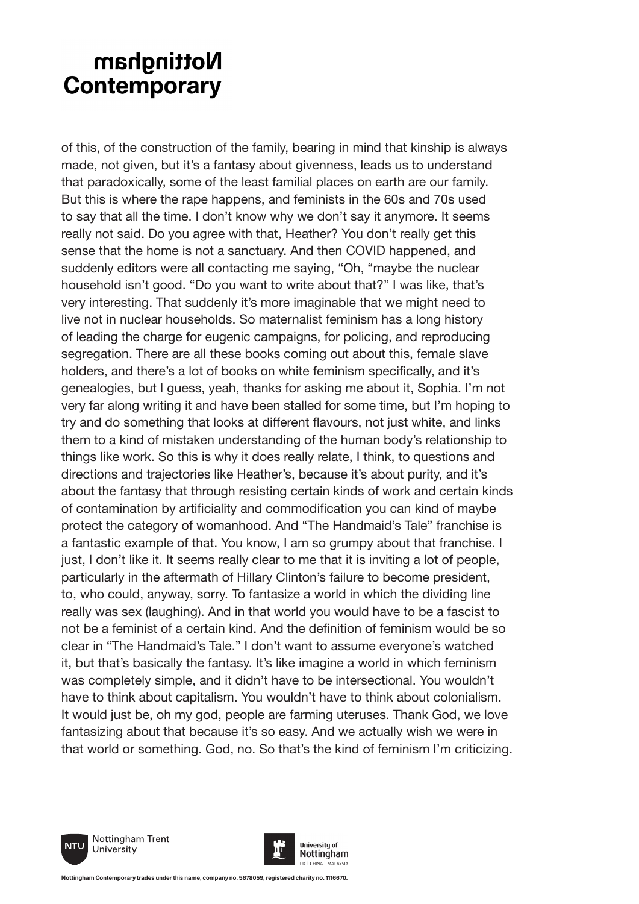of this, of the construction of the family, bearing in mind that kinship is always made, not given, but it's a fantasy about givenness, leads us to understand that paradoxically, some of the least familial places on earth are our family. But this is where the rape happens, and feminists in the 60s and 70s used to say that all the time. I don't know why we don't say it anymore. It seems really not said. Do you agree with that, Heather? You don't really get this sense that the home is not a sanctuary. And then COVID happened, and suddenly editors were all contacting me saying, "Oh, "maybe the nuclear household isn't good. "Do you want to write about that?" I was like, that's very interesting. That suddenly it's more imaginable that we might need to live not in nuclear households. So maternalist feminism has a long history of leading the charge for eugenic campaigns, for policing, and reproducing segregation. There are all these books coming out about this, female slave holders, and there's a lot of books on white feminism specifically, and it's genealogies, but I guess, yeah, thanks for asking me about it, Sophia. I'm not very far along writing it and have been stalled for some time, but I'm hoping to try and do something that looks at different flavours, not just white, and links them to a kind of mistaken understanding of the human body's relationship to things like work. So this is why it does really relate, I think, to questions and directions and trajectories like Heather's, because it's about purity, and it's about the fantasy that through resisting certain kinds of work and certain kinds of contamination by artificiality and commodification you can kind of maybe protect the category of womanhood. And "The Handmaid's Tale" franchise is a fantastic example of that. You know, I am so grumpy about that franchise. I just, I don't like it. It seems really clear to me that it is inviting a lot of people, particularly in the aftermath of Hillary Clinton's failure to become president, to, who could, anyway, sorry. To fantasize a world in which the dividing line really was sex (laughing). And in that world you would have to be a fascist to not be a feminist of a certain kind. And the definition of feminism would be so clear in "The Handmaid's Tale." I don't want to assume everyone's watched it, but that's basically the fantasy. It's like imagine a world in which feminism was completely simple, and it didn't have to be intersectional. You wouldn't have to think about capitalism. You wouldn't have to think about colonialism. It would just be, oh my god, people are farming uteruses. Thank God, we love fantasizing about that because it's so easy. And we actually wish we were in that world or something. God, no. So that's the kind of feminism I'm criticizing.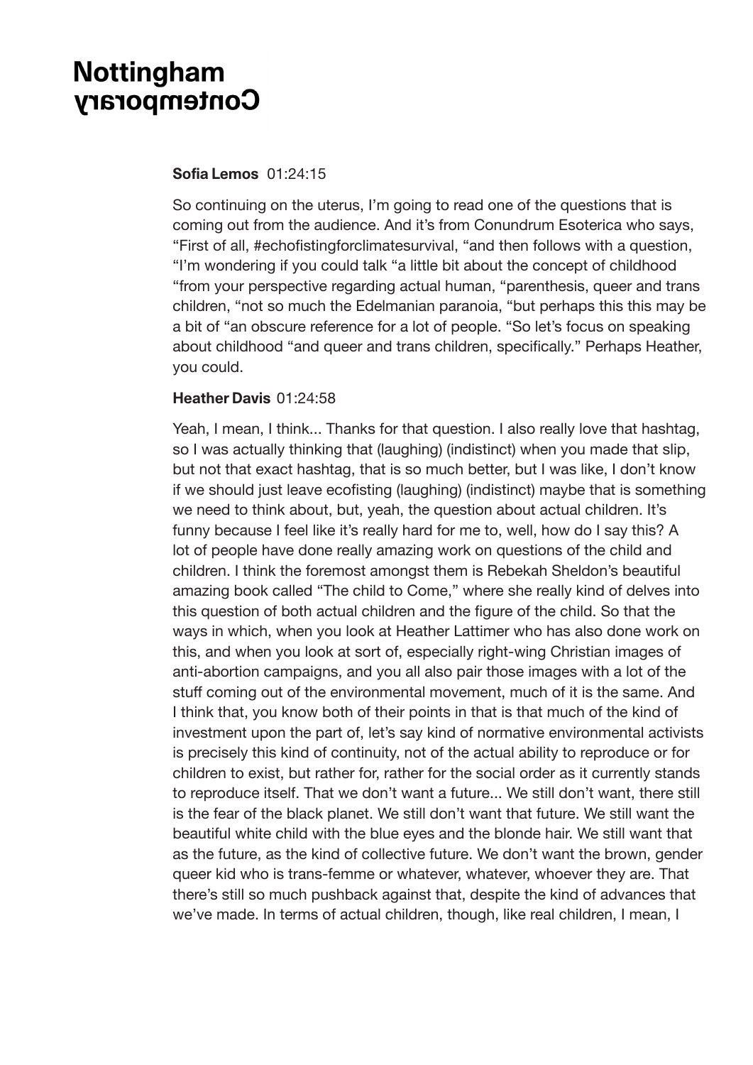**Sofia Lemos** 01:24:15

So continuing on the uterus, I'm going to read one of the questions that is coming out from the audience. And it's from Conundrum Esoterica who says, "First of all, #echofistingforclimatesurvival, "and then follows with a question, "I'm wondering if you could talk "a little bit about the concept of childhood "from your perspective regarding actual human, "parenthesis, queer and trans children, "not so much the Edelmanian paranoia, "but perhaps this this may be a bit of "an obscure reference for a lot of people. "So let's focus on speaking about childhood "and queer and trans children, specifically." Perhaps Heather, you could.

**Heather Davis** 01:24:58

Yeah, I mean, I think... Thanks for that question. I also really love that hashtag, so I was actually thinking that (laughing) (indistinct) when you made that slip, but not that exact hashtag, that is so much better, but I was like, I don't know if we should just leave ecofisting (laughing) (indistinct) maybe that is something we need to think about, but, yeah, the question about actual children. It's funny because I feel like it's really hard for me to, well, how do I say this? A lot of people have done really amazing work on questions of the child and children. I think the foremost amongst them is Rebekah Sheldon's beautiful amazing book called "The child to Come," where she really kind of delves into this question of both actual children and the figure of the child. So that the ways in which, when you look at Heather Lattimer who has also done work on this, and when you look at sort of, especially right-wing Christian images of anti-abortion campaigns, and you all also pair those images with a lot of the stuff coming out of the environmental movement, much of it is the same. And I think that, you know both of their points in that is that much of the kind of investment upon the part of, let's say kind of normative environmental activists is precisely this kind of continuity, not of the actual ability to reproduce or for children to exist, but rather for, rather for the social order as it currently stands to reproduce itself. That we don't want a future... We still don't want, there still is the fear of the black planet. We still don't want that future. We still want the beautiful white child with the blue eyes and the blonde hair. We still want that as the future, as the kind of collective future. We don't want the brown, gender queer kid who is trans-femme or whatever, whatever, whoever they are. That there's still so much pushback against that, despite the kind of advances that we've made. In terms of actual children, though, like real children, I mean, I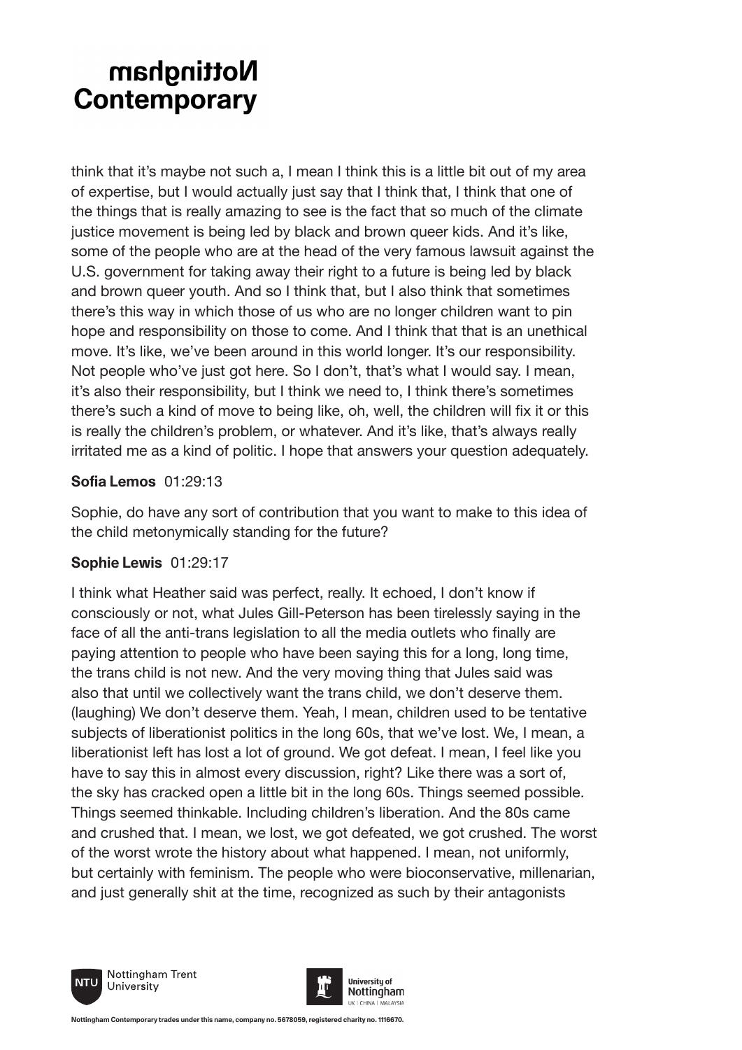think that it's maybe not such a, I mean I think this is a little bit out of my area of expertise, but I would actually just say that I think that, I think that one of the things that is really amazing to see is the fact that so much of the climate justice movement is being led by black and brown queer kids. And it's like, some of the people who are at the head of the very famous lawsuit against the U.S. government for taking away their right to a future is being led by black and brown queer youth. And so I think that, but I also think that sometimes there's this way in which those of us who are no longer children want to pin hope and responsibility on those to come. And I think that that is an unethical move. It's like, we've been around in this world longer. It's our responsibility. Not people who've just got here. So I don't, that's what I would say. I mean, it's also their responsibility, but I think we need to, I think there's sometimes there's such a kind of move to being like, oh, well, the children will fix it or this is really the children's problem, or whatever. And it's like, that's always really irritated me as a kind of politic. I hope that answers your question adequately.

**Sofia Lemos** 01:29:13

Sophie, do have any sort of contribution that you want to make to this idea of the child metonymically standing for the future?

**Sophie Lewis** 01:29:17

I think what Heather said was perfect, really. It echoed, I don't know if consciously or not, what Jules Gill-Peterson has been tirelessly saying in the face of all the anti-trans legislation to all the media outlets who finally are paying attention to people who have been saying this for a long, long time, the trans child is not new. And the very moving thing that Jules said was also that until we collectively want the trans child, we don't deserve them. (laughing) We don't deserve them. Yeah, I mean, children used to be tentative subjects of liberationist politics in the long 60s, that we've lost. We, I mean, a liberationist left has lost a lot of ground. We got defeat. I mean, I feel like you have to say this in almost every discussion, right? Like there was a sort of, the sky has cracked open a little bit in the long 60s. Things seemed possible. Things seemed thinkable. Including children's liberation. And the 80s came and crushed that. I mean, we lost, we got defeated, we got crushed. The worst of the worst wrote the history about what happened. I mean, not uniformly, but certainly with feminism. The people who were bioconservative, millenarian, and just generally shit at the time, recognized as such by their antagonists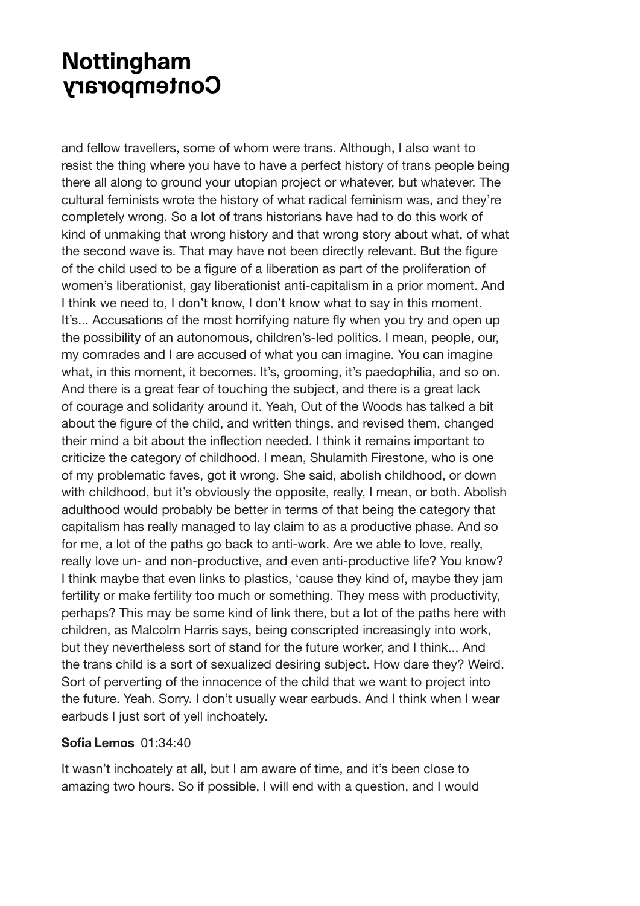and fellow travellers, some of whom were trans. Although, I also want to resist the thing where you have to have a perfect history of trans people being there all along to ground your utopian project or whatever, but whatever. The cultural feminists wrote the history of what radical feminism was, and they're completely wrong. So a lot of trans historians have had to do this work of kind of unmaking that wrong history and that wrong story about what, of what the second wave is. That may have not been directly relevant. But the figure of the child used to be a figure of a liberation as part of the proliferation of women's liberationist, gay liberationist anti-capitalism in a prior moment. And I think we need to, I don't know, I don't know what to say in this moment. It's... Accusations of the most horrifying nature fly when you try and open up the possibility of an autonomous, children's-led politics. I mean, people, our, my comrades and I are accused of what you can imagine. You can imagine what, in this moment, it becomes. It's, grooming, it's paedophilia, and so on. And there is a great fear of touching the subject, and there is a great lack of courage and solidarity around it. Yeah, Out of the Woods has talked a bit about the figure of the child, and written things, and revised them, changed their mind a bit about the inflection needed. I think it remains important to criticize the category of childhood. I mean, Shulamith Firestone, who is one of my problematic faves, got it wrong. She said, abolish childhood, or down with childhood, but it's obviously the opposite, really, I mean, or both. Abolish adulthood would probably be better in terms of that being the category that capitalism has really managed to lay claim to as a productive phase. And so for me, a lot of the paths go back to anti-work. Are we able to love, really, really love un- and non-productive, and even anti-productive life? You know? I think maybe that even links to plastics, 'cause they kind of, maybe they jam fertility or make fertility too much or something. They mess with productivity, perhaps? This may be some kind of link there, but a lot of the paths here with children, as Malcolm Harris says, being conscripted increasingly into work, but they nevertheless sort of stand for the future worker, and I think... And the trans child is a sort of sexualized desiring subject. How dare they? Weird. Sort of perverting of the innocence of the child that we want to project into the future. Yeah. Sorry. I don't usually wear earbuds. And I think when I wear earbuds I just sort of yell inchoately.

**Sofia Lemos** 01:34:40

It wasn't inchoately at all, but I am aware of time, and it's been close to amazing two hours. So if possible, I will end with a question, and I would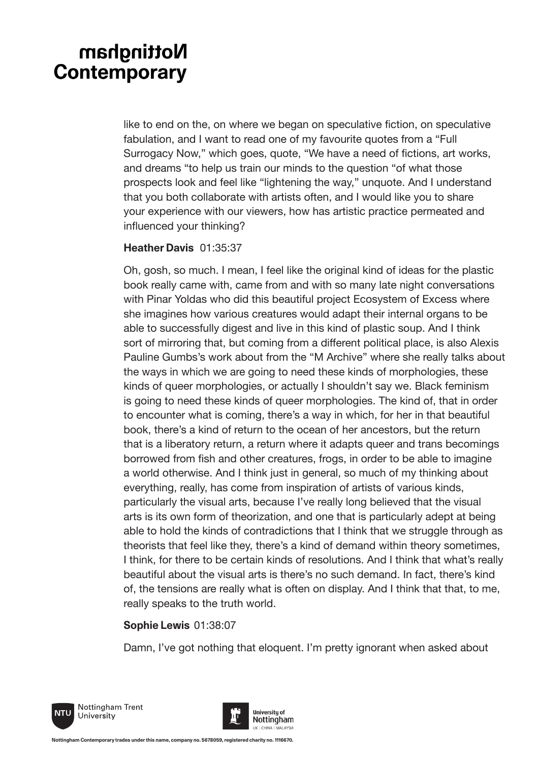like to end on the, on where we began on speculative fiction, on speculative fabulation, and I want to read one of my favourite quotes from a "Full Surrogacy Now," which goes, quote, "We have a need of fictions, art works, and dreams "to help us train our minds to the question "of what those prospects look and feel like "lightening the way," unquote. And I understand that you both collaborate with artists often, and I would like you to share your experience with our viewers, how has artistic practice permeated and influenced your thinking?

**Heather Davis** 01:35:37

Oh, gosh, so much. I mean, I feel like the original kind of ideas for the plastic book really came with, came from and with so many late night conversations with Pinar Yoldas who did this beautiful project Ecosystem of Excess where she imagines how various creatures would adapt their internal organs to be able to successfully digest and live in this kind of plastic soup. And I think sort of mirroring that, but coming from a different political place, is also Alexis Pauline Gumbs's work about from the "M Archive" where she really talks about the ways in which we are going to need these kinds of morphologies, these kinds of queer morphologies, or actually I shouldn't say we. Black feminism is going to need these kinds of queer morphologies. The kind of, that in order to encounter what is coming, there's a way in which, for her in that beautiful book, there's a kind of return to the ocean of her ancestors, but the return that is a liberatory return, a return where it adapts queer and trans becomings borrowed from fish and other creatures, frogs, in order to be able to imagine a world otherwise. And I think just in general, so much of my thinking about everything, really, has come from inspiration of artists of various kinds, particularly the visual arts, because I've really long believed that the visual arts is its own form of theorization, and one that is particularly adept at being able to hold the kinds of contradictions that I think that we struggle through as theorists that feel like they, there's a kind of demand within theory sometimes, I think, for there to be certain kinds of resolutions. And I think that what's really beautiful about the visual arts is there's no such demand. In fact, there's kind of, the tensions are really what is often on display. And I think that that, to me, really speaks to the truth world.

**Sophie Lewis** 01:38:07

Damn, I've got nothing that eloquent. I'm pretty ignorant when asked about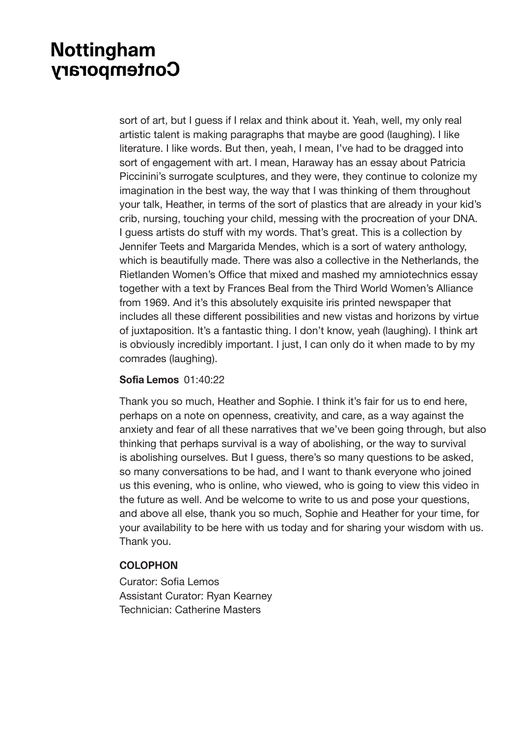sort of art, but I guess if I relax and think about it. Yeah, well, my only real artistic talent is making paragraphs that maybe are good (laughing). I like literature. I like words. But then, yeah, I mean, I've had to be dragged into sort of engagement with art. I mean, Haraway has an essay about Patricia Piccinini's surrogate sculptures, and they were, they continue to colonize my imagination in the best way, the way that I was thinking of them throughout your talk, Heather, in terms of the sort of plastics that are already in your kid's crib, nursing, touching your child, messing with the procreation of your DNA. I guess artists do stuff with my words. That's great. This is a collection by Jennifer Teets and Margarida Mendes, which is a sort of watery anthology, which is beautifully made. There was also a collective in the Netherlands, the Rietlanden Women's Office that mixed and mashed my amniotechnics essay together with a text by Frances Beal from the Third World Women's Alliance from 1969. And it's this absolutely exquisite iris printed newspaper that includes all these different possibilities and new vistas and horizons by virtue of juxtaposition. It's a fantastic thing. I don't know, yeah (laughing). I think art is obviously incredibly important. I just, I can only do it when made to by my comrades (laughing).

**Sofia Lemos** 01:40:22

Thank you so much, Heather and Sophie. I think it's fair for us to end here, perhaps on a note on openness, creativity, and care, as a way against the anxiety and fear of all these narratives that we've been going through, but also thinking that perhaps survival is a way of abolishing, or the way to survival is abolishing ourselves. But I guess, there's so many questions to be asked, so many conversations to be had, and I want to thank everyone who joined us this evening, who is online, who viewed, who is going to view this video in the future as well. And be welcome to write to us and pose your questions, and above all else, thank you so much, Sophie and Heather for your time, for your availability to be here with us today and for sharing your wisdom with us. Thank you.

**COLOPHON**

Curator: Sofia Lemos
Assistant Curator: Ryan Kearney
Technician: Catherine Masters